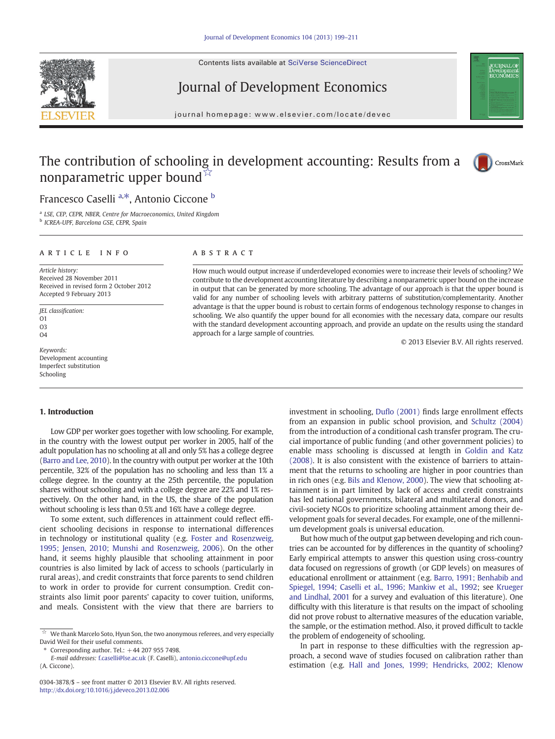# The contribution of schooling in development accounting: Results from a nonparametric upper bound ☆

Francesco Caselli [a,*], Antonio Ciccone [b]

[a] LSE, CEP, CEPR, NBER, Centre for Macroeconomics, United Kingdom
[b] ICREA-UPF, Barcelona GSE, CEPR, Spain

**ARTICLE INFO**

*Article history:*
Received 28 November 2011
Received in revised form 2 October 2012
Accepted 9 February 2013

*JEL classification:*
O1
O3
O4

*Keywords:*
Development accounting
Imperfect substitution
Schooling

**ABSTRACT**

How much would output increase if underdeveloped economies were to increase their levels of schooling? We contribute to the development accounting literature by describing a nonparametric upper bound on the increase in output that can be generated by more schooling. The advantage of our approach is that the upper bound is valid for any number of schooling levels with arbitrary patterns of substitution/complementarity. Another advantage is that the upper bound is robust to certain forms of endogenous technology response to changes in schooling. We also quantify the upper bound for all economies with the necessary data, compare our results with the standard development accounting approach, and provide an update on the results using the standard approach for a large sample of countries.

© 2013 Elsevier B.V. All rights reserved.

## 1. Introduction

Low GDP per worker goes together with low schooling. For example, in the country with the lowest output per worker in 2005, half of the adult population has no schooling at all and only 5% has a college degree (Barro and Lee, 2010). In the country with output per worker at the 10th percentile, 32% of the population has no schooling and less than 1% a college degree. In the country at the 25th percentile, the population shares without schooling and with a college degree are 22% and 1% respectively. On the other hand, in the US, the share of the population without schooling is less than 0.5% and 16% have a college degree.

To some extent, such differences in attainment could reflect efficient schooling decisions in response to international differences in technology or institutional quality (e.g. Foster and Rosenzweig, 1995; Jensen, 2010; Munshi and Rosenzweig, 2006). On the other hand, it seems highly plausible that schooling attainment in poor countries is also limited by lack of access to schools (particularly in rural areas), and credit constraints that force parents to send children to work in order to provide for current consumption. Credit constraints also limit poor parents' capacity to cover tuition, uniforms, and meals. Consistent with the view that there are barriers to investment in schooling, Duflo (2001) finds large enrollment effects from an expansion in public school provision, and Schultz (2004) from the introduction of a conditional cash transfer program. The crucial importance of public funding (and other government policies) to enable mass schooling is discussed at length in Goldin and Katz (2008). It is also consistent with the existence of barriers to attainment that the returns to schooling are higher in poor countries than in rich ones (e.g. Bils and Klenow, 2000). The view that schooling attainment is in part limited by lack of access and credit constraints has led national governments, bilateral and multilateral donors, and civil-society NGOs to prioritize schooling attainment among their development goals for several decades. For example, one of the millennium development goals is universal education.

But how much of the output gap between developing and rich countries can be accounted for by differences in the quantity of schooling? Early empirical attempts to answer this question using cross-country data focused on regressions of growth (or GDP levels) on measures of educational enrollment or attainment (e.g. Barro, 1991; Benhabib and Spiegel, 1994; Caselli et al., 1996; Mankiw et al., 1992; see Krueger and Lindhal, 2001 for a survey and evaluation of this literature). One difficulty with this literature is that results on the impact of schooling did not prove robust to alternative measures of the education variable, the sample, or the estimation method. Also, it proved difficult to tackle the problem of endogeneity of schooling.

In part in response to these difficulties with the regression approach, a second wave of studies focused on calibration rather than estimation (e.g. Hall and Jones, 1999; Hendricks, 2002; Klenow

☆ We thank Marcelo Soto, Hyun Son, the two anonymous referees, and very especially David Weil for their useful comments.

\* Corresponding author. Tel.: +44 207 955 7498.
*E-mail addresses:* f.caselli@lse.ac.uk (F. Caselli), antonio.ciccone@upf.edu (A. Ciccone).

0304-3878/$ – see front matter © 2013 Elsevier B.V. All rights reserved.
http://dx.doi.org/10.1016/j.jdeveco.2013.02.006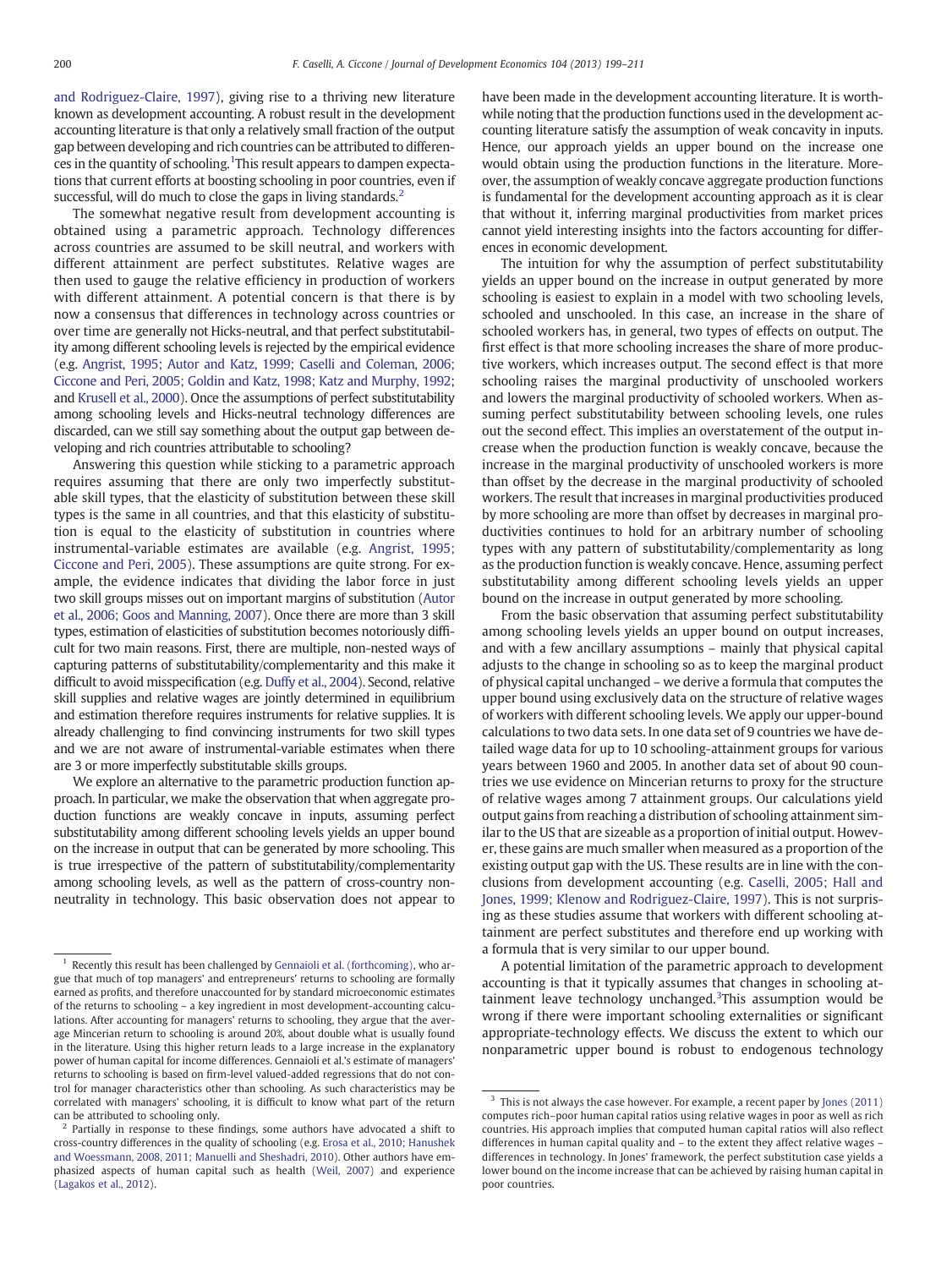and Rodriguez-Claire, 1997), giving rise to a thriving new literature known as development accounting. A robust result in the development accounting literature is that only a relatively small fraction of the output gap between developing and rich countries can be attributed to differences in the quantity of schooling.[1] This result appears to dampen expectations that current efforts at boosting schooling in poor countries, even if successful, will do much to close the gaps in living standards.[2]

The somewhat negative result from development accounting is obtained using a parametric approach. Technology differences across countries are assumed to be skill neutral, and workers with different attainment are perfect substitutes. Relative wages are then used to gauge the relative efficiency in production of workers with different attainment. A potential concern is that there is by now a consensus that differences in technology across countries or over time are generally not Hicks-neutral, and that perfect substitutability among different schooling levels is rejected by the empirical evidence (e.g. Angrist, 1995; Autor and Katz, 1999; Caselli and Coleman, 2006; Ciccone and Peri, 2005; Goldin and Katz, 1998; Katz and Murphy, 1992; and Krusell et al., 2000). Once the assumptions of perfect substitutability among schooling levels and Hicks-neutral technology differences are discarded, can we still say something about the output gap between developing and rich countries attributable to schooling?

Answering this question while sticking to a parametric approach requires assuming that there are only two imperfectly substitutable skill types, that the elasticity of substitution between these skill types is the same in all countries, and that this elasticity of substitution is equal to the elasticity of substitution in countries where instrumental-variable estimates are available (e.g. Angrist, 1995; Ciccone and Peri, 2005). These assumptions are quite strong. For example, the evidence indicates that dividing the labor force in just two skill groups misses out on important margins of substitution (Autor et al., 2006; Goos and Manning, 2007). Once there are more than 3 skill types, estimation of elasticities of substitution becomes notoriously difficult for two main reasons. First, there are multiple, non-nested ways of capturing patterns of substitutability/complementarity and this make it difficult to avoid misspecification (e.g. Duffy et al., 2004). Second, relative skill supplies and relative wages are jointly determined in equilibrium and estimation therefore requires instruments for relative supplies. It is already challenging to find convincing instruments for two skill types and we are not aware of instrumental-variable estimates when there are 3 or more imperfectly substitutable skills groups.

We explore an alternative to the parametric production function approach. In particular, we make the observation that when aggregate production functions are weakly concave in inputs, assuming perfect substitutability among different schooling levels yields an upper bound on the increase in output that can be generated by more schooling. This is true irrespective of the pattern of substitutability/complementarity among schooling levels, as well as the pattern of cross-country nonneutrality in technology. This basic observation does not appear to have been made in the development accounting literature. It is worthwhile noting that the production functions used in the development accounting literature satisfy the assumption of weak concavity in inputs. Hence, our approach yields an upper bound on the increase one would obtain using the production functions in the literature. Moreover, the assumption of weakly concave aggregate production functions is fundamental for the development accounting approach as it is clear that without it, inferring marginal productivities from market prices cannot yield interesting insights into the factors accounting for differences in economic development.

The intuition for why the assumption of perfect substitutability yields an upper bound on the increase in output generated by more schooling is easiest to explain in a model with two schooling levels, schooled and unschooled. In this case, an increase in the share of schooled workers has, in general, two types of effects on output. The first effect is that more schooling increases the share of more productive workers, which increases output. The second effect is that more schooling raises the marginal productivity of unschooled workers and lowers the marginal productivity of schooled workers. When assuming perfect substitutability between schooling levels, one rules out the second effect. This implies an overstatement of the output increase when the production function is weakly concave, because the increase in the marginal productivity of unschooled workers is more than offset by the decrease in the marginal productivity of schooled workers. The result that increases in marginal productivities produced by more schooling are more than offset by decreases in marginal productivities continues to hold for an arbitrary number of schooling types with any pattern of substitutability/complementarity as long as the production function is weakly concave. Hence, assuming perfect substitutability among different schooling levels yields an upper bound on the increase in output generated by more schooling.

From the basic observation that assuming perfect substitutability among schooling levels yields an upper bound on output increases, and with a few ancillary assumptions – mainly that physical capital adjusts to the change in schooling so as to keep the marginal product of physical capital unchanged – we derive a formula that computes the upper bound using exclusively data on the structure of relative wages of workers with different schooling levels. We apply our upper-bound calculations to two data sets. In one data set of 9 countries we have detailed wage data for up to 10 schooling-attainment groups for various years between 1960 and 2005. In another data set of about 90 countries we use evidence on Mincerian returns to proxy for the structure of relative wages among 7 attainment groups. Our calculations yield output gains from reaching a distribution of schooling attainment similar to the US that are sizeable as a proportion of initial output. However, these gains are much smaller when measured as a proportion of the existing output gap with the US. These results are in line with the conclusions from development accounting (e.g. Caselli, 2005; Hall and Jones, 1999; Klenow and Rodriguez-Claire, 1997). This is not surprising as these studies assume that workers with different schooling attainment are perfect substitutes and therefore end up working with a formula that is very similar to our upper bound.

A potential limitation of the parametric approach to development accounting is that it typically assumes that changes in schooling attainment leave technology unchanged.[3] This assumption would be wrong if there were important schooling externalities or significant appropriate-technology effects. We discuss the extent to which our nonparametric upper bound is robust to endogenous technology

---

[1] Recently this result has been challenged by Gennaioli et al. (forthcoming), who argue that much of top managers' and entrepreneurs' returns to schooling are formally earned as profits, and therefore unaccounted for by standard microeconomic estimates of the returns to schooling – a key ingredient in most development-accounting calculations. After accounting for managers' returns to schooling, they argue that the average Mincerian return to schooling is around 20%, about double what is usually found in the literature. Using this higher return leads to a large increase in the explanatory power of human capital for income differences. Gennaioli et al.'s estimate of managers' returns to schooling is based on firm-level valued-added regressions that do not control for manager characteristics other than schooling. As such characteristics may be correlated with managers' schooling, it is difficult to know what part of the return can be attributed to schooling only.

[2] Partially in response to these findings, some authors have advocated a shift to cross-country differences in the quality of schooling (e.g. Erosa et al., 2010; Hanushek and Woessmann, 2008, 2011; Manuelli and Sheshadri, 2010). Other authors have emphasized aspects of human capital such as health (Weil, 2007) and experience (Lagakos et al., 2012).

[3] This is not always the case however. For example, a recent paper by Jones (2011) computes rich–poor human capital ratios using relative wages in poor as well as rich countries. His approach implies that computed human capital ratios will also reflect differences in human capital quality and – to the extent they affect relative wages – differences in technology. In Jones' framework, the perfect substitution case yields a lower bound on the income increase that can be achieved by raising human capital in poor countries.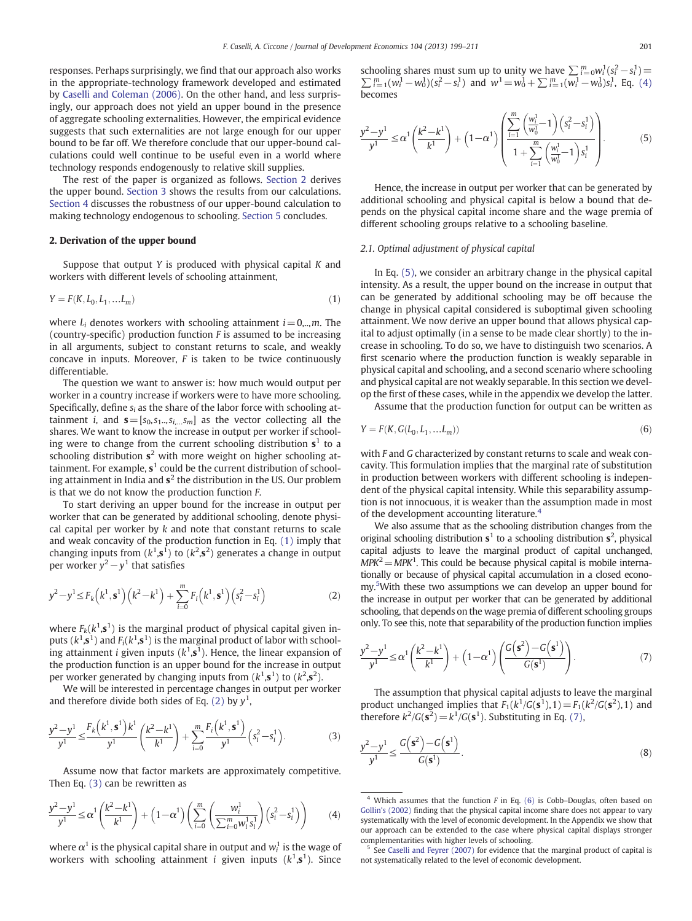responses. Perhaps surprisingly, we find that our approach also works in the appropriate-technology framework developed and estimated by Caselli and Coleman (2006). On the other hand, and less surprisingly, our approach does not yield an upper bound in the presence of aggregate schooling externalities. However, the empirical evidence suggests that such externalities are not large enough for our upper bound to be far off. We therefore conclude that our upper-bound calculations could well continue to be useful even in a world where technology responds endogenously to relative skill supplies.

The rest of the paper is organized as follows. Section 2 derives the upper bound. Section 3 shows the results from our calculations. Section 4 discusses the robustness of our upper-bound calculation to making technology endogenous to schooling. Section 5 concludes.

## 2. Derivation of the upper bound

Suppose that output $Y$ is produced with physical capital $K$ and workers with different levels of schooling attainment,

$$Y = F(K, L_0, L_1, \ldots L_m) \tag{1}$$

where $L_i$ denotes workers with schooling attainment $i = 0,..,m$. The (country-specific) production function $F$ is assumed to be increasing in all arguments, subject to constant returns to scale, and weakly concave in inputs. Moreover, $F$ is taken to be twice continuously differentiable.

The question we want to answer is: how much would output per worker in a country increase if workers were to have more schooling. Specifically, define $s_i$ as the share of the labor force with schooling attainment $i$, and $\mathbf{s} = [s_0, s_1.., s_{i..}, s_m]$ as the vector collecting all the shares. We want to know the increase in output per worker if schooling were to change from the current schooling distribution $\mathbf{s}^1$ to a schooling distribution $\mathbf{s}^2$ with more weight on higher schooling attainment. For example, $\mathbf{s}^1$ could be the current distribution of schooling attainment in India and $\mathbf{s}^2$ the distribution in the US. Our problem is that we do not know the production function $F$.

To start deriving an upper bound for the increase in output per worker that can be generated by additional schooling, denote physical capital per worker by $k$ and note that constant returns to scale and weak concavity of the production function in Eq. (1) imply that changing inputs from $(k^1, \mathbf{s}^1)$ to $(k^2, \mathbf{s}^2)$ generates a change in output per worker $y^2 - y^1$ that satisfies

$$y^2 - y^1 \le F_k\left(k^1, \mathbf{s}^1\right)\left(k^2 - k^1\right) + \sum_{i=0}^{m} F_i\left(k^1, \mathbf{s}^1\right)\left(s_i^2 - s_i^1\right) \tag{2}$$

where $F_k(k^1, \mathbf{s}^1)$ is the marginal product of physical capital given inputs $(k^1, \mathbf{s}^1)$ and $F_i(k^1, \mathbf{s}^1)$ is the marginal product of labor with schooling attainment $i$ given inputs $(k^1, \mathbf{s}^1)$. Hence, the linear expansion of the production function is an upper bound for the increase in output per worker generated by changing inputs from $(k^1, \mathbf{s}^1)$ to $(k^2, \mathbf{s}^2)$.

We will be interested in percentage changes in output per worker and therefore divide both sides of Eq. (2) by $y^1$,

$$\frac{y^2 - y^1}{y^1} \le \frac{F_k\left(k^1, \mathbf{s}^1\right)k^1}{y^1}\left(\frac{k^2 - k^1}{k^1}\right) + \sum_{i=0}^{m} \frac{F_i\left(k^1, \mathbf{s}^1\right)}{y^1}\left(s_i^2 - s_i^1\right). \tag{3}$$

Assume now that factor markets are approximately competitive. Then Eq. (3) can be rewritten as

$$\frac{y^2 - y^1}{y^1} \le \alpha^1\left(\frac{k^2 - k^1}{k^1}\right) + \left(1 - \alpha^1\right)\left(\sum_{i=0}^{m}\left(\frac{w_i^1}{\sum_{i=0}^{m} w_i^1 s_i^1}\right)\left(s_i^2 - s_i^1\right)\right) \tag{4}$$

where $\alpha^1$ is the physical capital share in output and $w_i^1$ is the wage of workers with schooling attainment $i$ given inputs $(k^1, \mathbf{s}^1)$. Since schooling shares must sum up to unity we have $\sum_{i=0}^{m} w_i^1 (s_i^2 - s_i^1) = \sum_{i=1}^{m} (w_i^1 - w_0^1)(s_i^2 - s_i^1)$ and $w^1 = w_0^1 + \sum_{i=1}^{m} (w_i^1 - w_0^1) s_i^1$, Eq. (4) becomes

$$\frac{y^2 - y^1}{y^1} \le \alpha^1\left(\frac{k^2 - k^1}{k^1}\right) + \left(1 - \alpha^1\right)\left(\frac{\sum_{i=1}^{m}\left(\frac{w_i^1}{w_0^1} - 1\right)\left(s_i^2 - s_i^1\right)}{1 + \sum_{i=1}^{m}\left(\frac{w_i^1}{w_0^1} - 1\right)s_i^1}\right). \tag{5}$$

Hence, the increase in output per worker that can be generated by additional schooling and physical capital is below a bound that depends on the physical capital income share and the wage premia of different schooling groups relative to a schooling baseline.

### 2.1. Optimal adjustment of physical capital

In Eq. (5), we consider an arbitrary change in the physical capital intensity. As a result, the upper bound on the increase in output that can be generated by additional schooling may be off because the change in physical capital considered is suboptimal given schooling attainment. We now derive an upper bound that allows physical capital to adjust optimally (in a sense to be made clear shortly) to the increase in schooling. To do so, we have to distinguish two scenarios. A first scenario where the production function is weakly separable in physical capital and schooling, and a second scenario where schooling and physical capital are not weakly separable. In this section we develop the first of these cases, while in the appendix we develop the latter.

Assume that the production function for output can be written as

$$Y = F(K, G(L_0, L_1, \ldots L_m)) \tag{6}$$

with $F$ and $G$ characterized by constant returns to scale and weak concavity. This formulation implies that the marginal rate of substitution in production between workers with different schooling is independent of the physical capital intensity. While this separability assumption is not innocuous, it is weaker than the assumption made in most of the development accounting literature.[4]

We also assume that as the schooling distribution changes from the original schooling distribution $\mathbf{s}^1$ to a schooling distribution $\mathbf{s}^2$, physical capital adjusts to leave the marginal product of capital unchanged, $MPK^2 = MPK^1$. This could be because physical capital is mobile internationally or because of physical capital accumulation in a closed economy.[5] With these two assumptions we can develop an upper bound for the increase in output per worker that can be generated by additional schooling, that depends on the wage premia of different schooling groups only. To see this, note that separability of the production function implies

$$\frac{y^2 - y^1}{y^1} \le \alpha^1\left(\frac{k^2 - k^1}{k^1}\right) + \left(1 - \alpha^1\right)\left(\frac{G\left(\mathbf{s}^2\right) - G\left(\mathbf{s}^1\right)}{G\left(\mathbf{s}^1\right)}\right). \tag{7}$$

The assumption that physical capital adjusts to leave the marginal product unchanged implies that $F_1(k^1/G(\mathbf{s}^1), 1) = F_1(k^2/G(\mathbf{s}^2), 1)$ and therefore $k^2/G(\mathbf{s}^2) = k^1/G(\mathbf{s}^1)$. Substituting in Eq. (7),

$$\frac{y^2 - y^1}{y^1} \le \frac{G\left(\mathbf{s}^2\right) - G\left(\mathbf{s}^1\right)}{G\left(\mathbf{s}^1\right)}. \tag{8}$$

---

[4] Which assumes that the function $F$ in Eq. (6) is Cobb–Douglas, often based on Gollin's (2002) finding that the physical capital income share does not appear to vary systematically with the level of economic development. In the Appendix we show that our approach can be extended to the case where physical capital displays stronger complementarities with higher levels of schooling.

[5] See Caselli and Feyrer (2007) for evidence that the marginal product of capital is not systematically related to the level of economic development.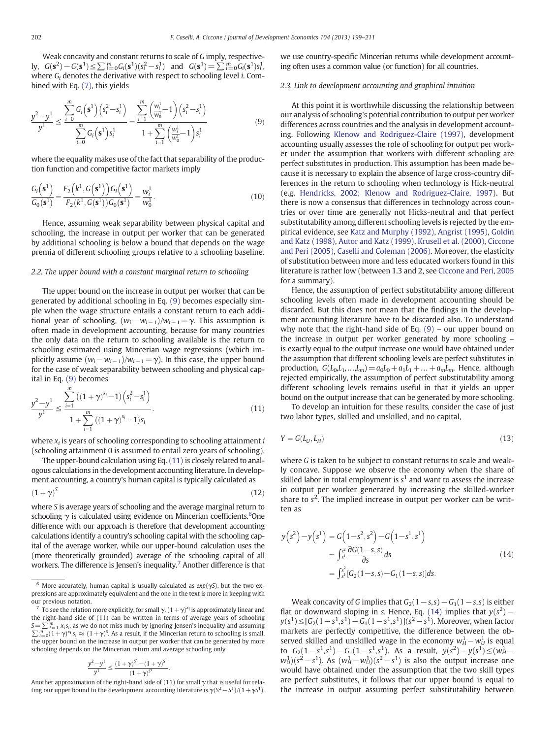Weak concavity and constant returns to scale of $G$ imply, respectively, $G(\mathbf{s}^2)-G(\mathbf{s}^1)\leq\sum_{i=0}^{m}G_i(\mathbf{s}^1)(s_i^2-s_i^1)$ and $G(\mathbf{s}^1)=\sum_{i=0}^{m}G_i(\mathbf{s}^1)s_i^1$, where $G_i$ denotes the derivative with respect to schooling level $i$. Combined with Eq. (7), this yields

$$\frac{y^2-y^1}{y^1}\leq\frac{\sum_{i=0}^{m}G_i\left(\mathbf{s}^1\right)\left(s_i^2-s_i^1\right)}{\sum_{i=0}^{m}G_i\left(\mathbf{s}^1\right)s_i^1}=\frac{\sum_{i=1}^{m}\left(\frac{w_i^1}{w_0^1}-1\right)\left(s_i^2-s_i^1\right)}{1+\sum_{i=1}^{m}\left(\frac{w_i^1}{w_0^1}-1\right)s_i^1}\tag{9}$$

where the equality makes use of the fact that separability of the production function and competitive factor markets imply

$$\frac{G_i\left(\mathbf{s}^1\right)}{G_0(\mathbf{s}^1)}=\frac{F_2\left(k^1,G\left(\mathbf{s}^1\right)\right)G_i\left(\mathbf{s}^1\right)}{F_2(k^1,G(\mathbf{s}^1))G_0(\mathbf{s}^1)}=\frac{w_i^1}{w_0^1}.\tag{10}$$

Hence, assuming weak separability between physical capital and schooling, the increase in output per worker that can be generated by additional schooling is below a bound that depends on the wage premia of different schooling groups relative to a schooling baseline.

### 2.2. The upper bound with a constant marginal return to schooling

The upper bound on the increase in output per worker that can be generated by additional schooling in Eq. (9) becomes especially simple when the wage structure entails a constant return to each additional year of schooling, $(w_i-w_{i-1})/w_{i-1}=\gamma$. This assumption is often made in development accounting, because for many countries the only data on the return to schooling available is the return to schooling estimated using Mincerian wage regressions (which implicitly assume $(w_i-w_{i-1})/w_{i-1}=\gamma$). In this case, the upper bound for the case of weak separability between schooling and physical capital in Eq. (9) becomes

$$\frac{y^2-y^1}{y^1}\leq\frac{\sum_{i=1}^{m}\left((1+\gamma)^{x_i}-1\right)\left(s_i^2-s_i^1\right)}{1+\sum_{i=1}^{m}\left((1+\gamma)^{x_i}-1\right)s_i}.\tag{11}$$

where $x_i$ is years of schooling corresponding to schooling attainment $i$ (schooling attainment 0 is assumed to entail zero years of schooling).

The upper-bound calculation using Eq. (11) is closely related to analogous calculations in the development accounting literature. In development accounting, a country's human capital is typically calculated as

$$(1+\gamma)^S\tag{12}$$

where $S$ is average years of schooling and the average marginal return to schooling $\gamma$ is calculated using evidence on Mincerian coefficients.[6] One difference with our approach is therefore that development accounting calculations identify a country's schooling capital with the schooling capital of the average worker, while our upper-bound calculation uses the (more theoretically grounded) average of the schooling capital of all workers. The difference is Jensen's inequality.[7] Another difference is that we use country-specific Mincerian returns while development accounting often uses a common value (or function) for all countries.

### 2.3. Link to development accounting and graphical intuition

At this point it is worthwhile discussing the relationship between our analysis of schooling's potential contribution to output per worker differences across countries and the analysis in development accounting. Following Klenow and Rodriguez-Claire (1997), development accounting usually assesses the role of schooling for output per worker under the assumption that workers with different schooling are perfect substitutes in production. This assumption has been made because it is necessary to explain the absence of large cross-country differences in the return to schooling when technology is Hick-neutral (e.g. Hendricks, 2002; Klenow and Rodriguez-Claire, 1997). But there is now a consensus that differences in technology across countries or over time are generally not Hicks-neutral and that perfect substitutability among different schooling levels is rejected by the empirical evidence, see Katz and Murphy (1992), Angrist (1995), Goldin and Katz (1998), Autor and Katz (1999), Krusell et al. (2000), Ciccone and Peri (2005), Caselli and Coleman (2006). Moreover, the elasticity of substitution between more and less educated workers found in this literature is rather low (between 1.3 and 2, see Ciccone and Peri, 2005 for a summary).

Hence, the assumption of perfect substitutability among different schooling levels often made in development accounting should be discarded. But this does not mean that the findings in the development accounting literature have to be discarded also. To understand why note that the right-hand side of Eq. (9) – our upper bound on the increase in output per worker generated by more schooling – is exactly equal to the output increase one would have obtained under the assumption that different schooling levels are perfect substitutes in production, $G(L_0,L_1,\ldots,L_m)=a_0L_0+a_1L_1+\ldots+a_mL_m$. Hence, although rejected empirically, the assumption of perfect substitutability among different schooling levels remains useful in that it yields an upper bound on the output increase that can be generated by more schooling.

To develop an intuition for these results, consider the case of just two labor types, skilled and unskilled, and no capital,

$$Y=G(L_U,L_H)\tag{13}$$

where $G$ is taken to be subject to constant returns to scale and weakly concave. Suppose we observe the economy when the share of skilled labor in total employment is $s^1$ and want to assess the increase in output per worker generated by increasing the skilled-worker share to $s^2$. The implied increase in output per worker can be written as

$$\begin{aligned}y\left(s^2\right)-y\left(s^1\right)&=G\left(1-s^2,s^2\right)-G\left(1-s^1,s^1\right)\\&=\int_{s^1}^{s^2}\frac{\partial G(1-s,s)}{\partial s}ds\\&=\int_{s^1}^{s^2}[G_2(1-s,s)-G_1(1-s,s)]ds.\end{aligned}\tag{14}$$

Weak concavity of $G$ implies that $G_2(1-s,s)-G_1(1-s,s)$ is either flat or downward sloping in $s$. Hence, Eq. (14) implies that $y(s^2)-y(s^1)\leq[G_2(1-s^1,s^1)-G_1(1-s^1,s^1)](s^2-s^1)$. Moreover, when factor markets are perfectly competitive, the difference between the observed skilled and unskilled wage in the economy $w_H^1-w_U^1$ is equal to $G_2(1-s^1,s^1)-G_1(1-s^1,s^1)$. As a result, $y(s^2)-y(s^1)\leq(w_H^1-w_U^1)(s^2-s^1)$. As $(w_H^1-w_U^1)(s^2-s^1)$ is also the output increase one would have obtained under the assumption that the two skill types are perfect substitutes, it follows that our upper bound is equal to the increase in output assuming perfect substitutability between

---

[6] More accurately, human capital is usually calculated as $exp(\gamma S)$, but the two expressions are approximately equivalent and the one in the text is more in keeping with our previous notation.

[7] To see the relation more explicitly, for small $\gamma$, $(1+\gamma)^{x_i}$ is approximately linear and the right-hand side of (11) can be written in terms of average years of schooling $S=\sum_{i=1}^{m}x_is_i$, as we do not miss much by ignoring Jensen's inequality and assuming $\sum_{i=0}^{m}(1+\gamma)^{x_i}s_i\approx(1+\gamma)^S$. As a result, if the Mincerian return to schooling is small, the upper bound on the increase in output per worker that can be generated by more schooling depends on the Mincerian return and average schooling only

$$\frac{y^2-y^1}{y^1}\leq\frac{(1+\gamma)^{S^2}-(1+\gamma)^{S^1}}{(1+\gamma)^{S^1}}.$$

Another approximation of the right-hand side of (11) for small $\gamma$ that is useful for relating our upper bound to the development accounting literature is $\gamma(S^2-S^1)/(1+\gamma S^1)$.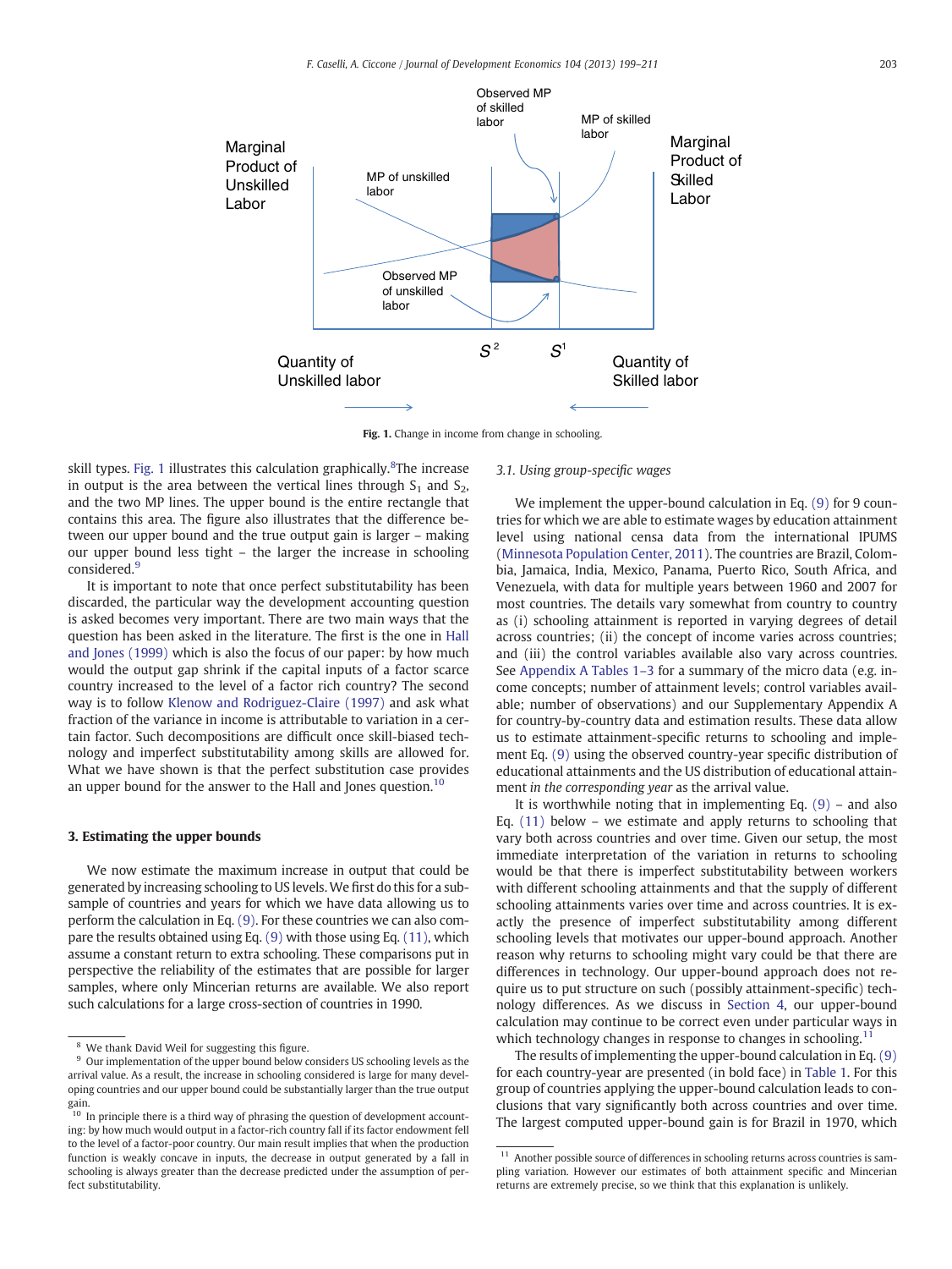Fig. 1. Change in income from change in schooling.

skill types. Fig. 1 illustrates this calculation graphically.[8] The increase in output is the area between the vertical lines through $S_1$ and $S_2$, and the two MP lines. The upper bound is the entire rectangle that contains this area. The figure also illustrates that the difference between our upper bound and the true output gain is larger – making our upper bound less tight – the larger the increase in schooling considered.[9]

It is important to note that once perfect substitutability has been discarded, the particular way the development accounting question is asked becomes very important. There are two main ways that the question has been asked in the literature. The first is the one in Hall and Jones (1999) which is also the focus of our paper: by how much would the output gap shrink if the capital inputs of a factor scarce country increased to the level of a factor rich country? The second way is to follow Klenow and Rodriguez-Claire (1997) and ask what fraction of the variance in income is attributable to variation in a certain factor. Such decompositions are difficult once skill-biased technology and imperfect substitutability among skills are allowed for. What we have shown is that the perfect substitution case provides an upper bound for the answer to the Hall and Jones question.[10]

## 3. Estimating the upper bounds

We now estimate the maximum increase in output that could be generated by increasing schooling to US levels. We first do this for a subsample of countries and years for which we have data allowing us to perform the calculation in Eq. (9). For these countries we can also compare the results obtained using Eq. (9) with those using Eq. (11), which assume a constant return to extra schooling. These comparisons put in perspective the reliability of the estimates that are possible for larger samples, where only Mincerian returns are available. We also report such calculations for a large cross-section of countries in 1990.

### 3.1. Using group-specific wages

We implement the upper-bound calculation in Eq. (9) for 9 countries for which we are able to estimate wages by education attainment level using national censa data from the international IPUMS (Minnesota Population Center, 2011). The countries are Brazil, Colombia, Jamaica, India, Mexico, Panama, Puerto Rico, South Africa, and Venezuela, with data for multiple years between 1960 and 2007 for most countries. The details vary somewhat from country to country as (i) schooling attainment is reported in varying degrees of detail across countries; (ii) the concept of income varies across countries; and (iii) the control variables available also vary across countries. See Appendix A Tables 1–3 for a summary of the micro data (e.g. income concepts; number of attainment levels; control variables available; number of observations) and our Supplementary Appendix A for country-by-country data and estimation results. These data allow us to estimate attainment-specific returns to schooling and implement Eq. (9) using the observed country-year specific distribution of educational attainments and the US distribution of educational attainment *in the corresponding year* as the arrival value.

It is worthwhile noting that in implementing Eq. (9) – and also Eq. (11) below – we estimate and apply returns to schooling that vary both across countries and over time. Given our setup, the most immediate interpretation of the variation in returns to schooling would be that there is imperfect substitutability between workers with different schooling attainments and that the supply of different schooling attainments varies over time and across countries. It is exactly the presence of imperfect substitutability among different schooling levels that motivates our upper-bound approach. Another reason why returns to schooling might vary could be that there are differences in technology. Our upper-bound approach does not require us to put structure on such (possibly attainment-specific) technology differences. As we discuss in Section 4, our upper-bound calculation may continue to be correct even under particular ways in which technology changes in response to changes in schooling.[11]

The results of implementing the upper-bound calculation in Eq. (9) for each country-year are presented (in bold face) in Table 1. For this group of countries applying the upper-bound calculation leads to conclusions that vary significantly both across countries and over time. The largest computed upper-bound gain is for Brazil in 1970, which

---

[8] We thank David Weil for suggesting this figure.

[9] Our implementation of the upper bound below considers US schooling levels as the arrival value. As a result, the increase in schooling considered is large for many developing countries and our upper bound could be substantially larger than the true output gain.

[10] In principle there is a third way of phrasing the question of development accounting: by how much would output in a factor-rich country fall if its factor endowment fell to the level of a factor-poor country. Our main result implies that when the production function is weakly concave in inputs, the decrease in output generated by a fall in schooling is always greater than the decrease predicted under the assumption of perfect substitutability.

[11] Another possible source of differences in schooling returns across countries is sampling variation. However our estimates of both attainment specific and Mincerian returns are extremely precise, so we think that this explanation is unlikely.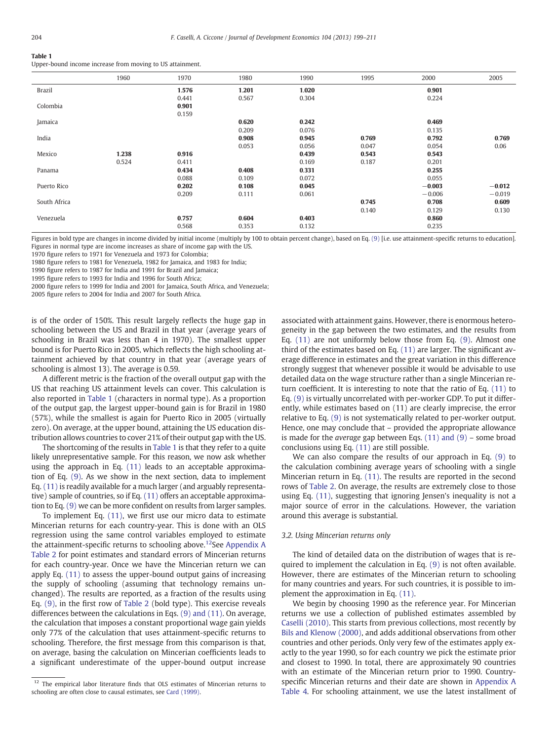**Table 1**
Upper-bound income increase from moving to US attainment.

| | 1960 | 1970 | 1980 | 1990 | 1995 | 2000 | 2005 |
|---|---|---|---|---|---|---|---|
| Brazil | | **1.576** | **1.201** | **1.020** | | **0.901** | |
| | | 0.441 | 0.567 | 0.304 | | 0.224 | |
| Colombia | | **0.901** | | | | | |
| | | 0.159 | | | | | |
| Jamaica | | | **0.620** | **0.242** | | **0.469** | |
| | | | 0.209 | 0.076 | | 0.135 | |
| India | | | **0.908** | **0.945** | **0.769** | **0.792** | **0.769** |
| | | | 0.053 | 0.056 | 0.047 | 0.054 | 0.06 |
| Mexico | **1.238** | **0.916** | | **0.439** | **0.543** | **0.543** | |
| | 0.524 | 0.411 | | 0.169 | 0.187 | 0.201 | |
| Panama | | **0.434** | **0.408** | **0.331** | | **0.255** | |
| | | 0.088 | 0.109 | 0.072 | | 0.055 | |
| Puerto Rico | | **0.202** | **0.108** | **0.045** | | **−0.003** | **−0.012** |
| | | 0.209 | 0.111 | 0.061 | | −0.006 | −0.019 |
| South Africa | | | | | **0.745** | **0.708** | **0.609** |
| | | | | | 0.140 | 0.129 | 0.130 |
| Venezuela | | **0.757** | **0.604** | **0.403** | | **0.860** | |
| | | 0.568 | 0.353 | 0.132 | | 0.235 | |

Figures in bold type are changes in income divided by initial income (multiply by 100 to obtain percent change), based on Eq. (9) [i.e. use attainment-specific returns to education]. Figures in normal type are income increases as share of income gap with the US.
1970 figure refers to 1971 for Venezuela and 1973 for Colombia;
1980 figure refers to 1981 for Venezuela, 1982 for Jamaica, and 1983 for India;
1990 figure refers to 1987 for India and 1991 for Brazil and Jamaica;
1995 figure refers to 1993 for India and 1996 for South Africa;
2000 figure refers to 1999 for India and 2001 for Jamaica, South Africa, and Venezuela;
2005 figure refers to 2004 for India and 2007 for South Africa.

is of the order of 150%. This result largely reflects the huge gap in schooling between the US and Brazil in that year (average years of schooling in Brazil was less than 4 in 1970). The smallest upper bound is for Puerto Rico in 2005, which reflects the high schooling attainment achieved by that country in that year (average years of schooling is almost 13). The average is 0.59.

A different metric is the fraction of the overall output gap with the US that reaching US attainment levels can cover. This calculation is also reported in Table 1 (characters in normal type). As a proportion of the output gap, the largest upper-bound gain is for Brazil in 1980 (57%), while the smallest is again for Puerto Rico in 2005 (virtually zero). On average, at the upper bound, attaining the US education distribution allows countries to cover 21% of their output gap with the US.

The shortcoming of the results in Table 1 is that they refer to a quite likely unrepresentative sample. For this reason, we now ask whether using the approach in Eq. (11) leads to an acceptable approximation of Eq. (9). As we show in the next section, data to implement Eq. (11) is readily available for a much larger (and arguably representative) sample of countries, so if Eq. (11) offers an acceptable approximation to Eq. (9) we can be more confident on results from larger samples.

To implement Eq. (11), we first use our micro data to estimate Mincerian returns for each country-year. This is done with an OLS regression using the same control variables employed to estimate the attainment-specific returns to schooling above.[12] See Appendix A Table 2 for point estimates and standard errors of Mincerian returns for each country-year. Once we have the Mincerian return we can apply Eq. (11) to assess the upper-bound output gains of increasing the supply of schooling (assuming that technology remains unchanged). The results are reported, as a fraction of the results using Eq. (9), in the first row of Table 2 (bold type). This exercise reveals differences between the calculations in Eqs. (9) and (11). On average, the calculation that imposes a constant proportional wage gain yields only 77% of the calculation that uses attainment-specific returns to schooling. Therefore, the first message from this comparison is that, on average, basing the calculation on Mincerian coefficients leads to a significant underestimate of the upper-bound output increase associated with attainment gains. However, there is enormous heterogeneity in the gap between the two estimates, and the results from Eq. (11) are not uniformly below those from Eq. (9). Almost one third of the estimates based on Eq. (11) are larger. The significant average difference in estimates and the great variation in this difference strongly suggest that whenever possible it would be advisable to use detailed data on the wage structure rather than a single Mincerian return coefficient. It is interesting to note that the ratio of Eq. (11) to Eq. (9) is virtually uncorrelated with per-worker GDP. To put it differently, while estimates based on (11) are clearly imprecise, the error relative to Eq. (9) is not systematically related to per-worker output. Hence, one may conclude that – provided the appropriate allowance is made for the *average* gap between Eqs. (11) and (9) – some broad conclusions using Eq. (11) are still possible.

We can also compare the results of our approach in Eq. (9) to the calculation combining average years of schooling with a single Mincerian return in Eq. (11). The results are reported in the second rows of Table 2. On average, the results are extremely close to those using Eq. (11), suggesting that ignoring Jensen's inequality is not a major source of error in the calculations. However, the variation around this average is substantial.

### 3.2. Using Mincerian returns only

The kind of detailed data on the distribution of wages that is required to implement the calculation in Eq. (9) is not often available. However, there are estimates of the Mincerian return to schooling for many countries and years. For such countries, it is possible to implement the approximation in Eq. (11).

We begin by choosing 1990 as the reference year. For Mincerian returns we use a collection of published estimates assembled by Caselli (2010). This starts from previous collections, most recently by Bils and Klenow (2000), and adds additional observations from other countries and other periods. Only very few of the estimates apply exactly to the year 1990, so for each country we pick the estimate prior and closest to 1990. In total, there are approximately 90 countries with an estimate of the Mincerian return prior to 1990. Country-specific Mincerian returns and their date are shown in Appendix A Table 4. For schooling attainment, we use the latest installment of

[12] The empirical labor literature finds that OLS estimates of Mincerian returns to schooling are often close to causal estimates, see Card (1999).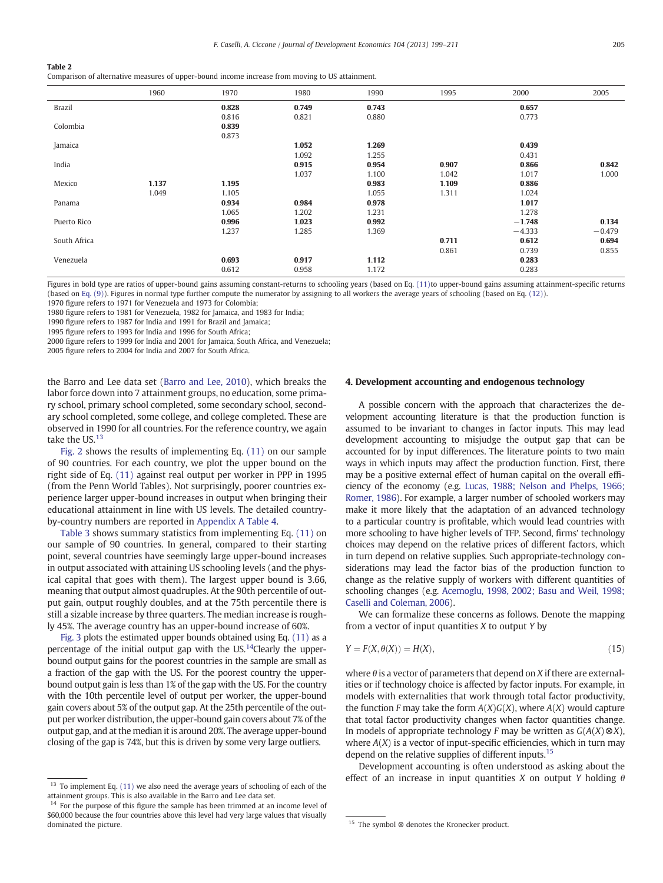**Table 2**
Comparison of alternative measures of upper-bound income increase from moving to US attainment.

| | 1960 | 1970 | 1980 | 1990 | 1995 | 2000 | 2005 |
|---|---|---|---|---|---|---|---|
| Brazil | | **0.828** | **0.749** | **0.743** | | **0.657** | |
| | | 0.816 | 0.821 | 0.880 | | 0.773 | |
| Colombia | | **0.839** | | | | | |
| | | 0.873 | | | | | |
| Jamaica | | | **1.052** | **1.269** | | **0.439** | |
| | | | 1.092 | 1.255 | | 0.431 | |
| India | | | **0.915** | **0.954** | **0.907** | **0.866** | **0.842** |
| | | | 1.037 | 1.100 | 1.042 | 1.017 | 1.000 |
| Mexico | **1.137** | **1.195** | | **0.983** | **1.109** | **0.886** | |
| | 1.049 | 1.105 | | 1.055 | 1.311 | 1.024 | |
| Panama | | **0.934** | **0.984** | **0.978** | | **1.017** | |
| | | 1.065 | 1.202 | 1.231 | | 1.278 | |
| Puerto Rico | | **0.996** | **1.023** | **0.992** | | **−1.748** | **0.134** |
| | | 1.237 | 1.285 | 1.369 | | −4.333 | −0.479 |
| South Africa | | | | | **0.711** | **0.612** | **0.694** |
| | | | | | 0.861 | 0.739 | 0.855 |
| Venezuela | | **0.693** | **0.917** | **1.112** | | **0.283** | |
| | | 0.612 | 0.958 | 1.172 | | 0.283 | |

Figures in bold type are ratios of upper-bound gains assuming constant-returns to schooling years (based on Eq. (11)) to upper-bound gains assuming attainment-specific returns (based on Eq. (9)). Figures in normal type further compute the numerator by assigning to all workers the average years of schooling (based on Eq. (12)).
1970 figure refers to 1971 for Venezuela and 1973 for Colombia;
1980 figure refers to 1981 for Venezuela, 1982 for Jamaica, and 1983 for India;
1990 figure refers to 1987 for India and 1991 for Brazil and Jamaica;
1995 figure refers to 1993 for India and 1996 for South Africa;
2000 figure refers to 1999 for India and 2001 for Jamaica, South Africa, and Venezuela;
2005 figure refers to 2004 for India and 2007 for South Africa.

the Barro and Lee data set (Barro and Lee, 2010), which breaks the labor force down into 7 attainment groups, no education, some primary school, primary school completed, some secondary school, secondary school completed, some college, and college completed. These are observed in 1990 for all countries. For the reference country, we again take the US.[13]

Fig. 2 shows the results of implementing Eq. (11) on our sample of 90 countries. For each country, we plot the upper bound on the right side of Eq. (11) against real output per worker in PPP in 1995 (from the Penn World Tables). Not surprisingly, poorer countries experience larger upper-bound increases in output when bringing their educational attainment in line with US levels. The detailed country-by-country numbers are reported in Appendix A Table 4.

Table 3 shows summary statistics from implementing Eq. (11) on our sample of 90 countries. In general, compared to their starting point, several countries have seemingly large upper-bound increases in output associated with attaining US schooling levels (and the physical capital that goes with them). The largest upper bound is 3.66, meaning that output almost quadruples. At the 90th percentile of output gain, output roughly doubles, and at the 75th percentile there is still a sizable increase by three quarters. The median increase is roughly 45%. The average country has an upper-bound increase of 60%.

Fig. 3 plots the estimated upper bounds obtained using Eq. (11) as a percentage of the initial output gap with the US.[14] Clearly the upper-bound output gains for the poorest countries in the sample are small as a fraction of the gap with the US. For the poorest country the upper-bound output gain is less than 1% of the gap with the US. For the country with the 10th percentile level of output per worker, the upper-bound gain covers about 5% of the output gap. At the 25th percentile of the output per worker distribution, the upper-bound gain covers about 7% of the output gap, and at the median it is around 20%. The average upper-bound closing of the gap is 74%, but this is driven by some very large outliers.

## 4. Development accounting and endogenous technology

A possible concern with the approach that characterizes the development accounting literature is that the production function is assumed to be invariant to changes in factor inputs. This may lead development accounting to misjudge the output gap that can be accounted for by input differences. The literature points to two main ways in which inputs may affect the production function. First, there may be a positive external effect of human capital on the overall efficiency of the economy (e.g. Lucas, 1988; Nelson and Phelps, 1966; Romer, 1986). For example, a larger number of schooled workers may make it more likely that the adaptation of an advanced technology to a particular country is profitable, which would lead countries with more schooling to have higher levels of TFP. Second, firms' technology choices may depend on the relative prices of different factors, which in turn depend on relative supplies. Such appropriate-technology considerations may lead the factor bias of the production function to change as the relative supply of workers with different quantities of schooling changes (e.g. Acemoglu, 1998, 2002; Basu and Weil, 1998; Caselli and Coleman, 2006).

We can formalize these concerns as follows. Denote the mapping from a vector of input quantities $X$ to output $Y$ by

$$Y = F(X, \theta(X)) = H(X), \tag{15}$$

where $\theta$ is a vector of parameters that depend on $X$ if there are externalities or if technology choice is affected by factor inputs. For example, in models with externalities that work through total factor productivity, the function $F$ may take the form $A(X)G(X)$, where $A(X)$ would capture that total factor productivity changes when factor quantities change. In models of appropriate technology $F$ may be written as $G(A(X)\otimes X)$, where $A(X)$ is a vector of input-specific efficiencies, which in turn may depend on the relative supplies of different inputs.[15]

Development accounting is often understood as asking about the effect of an increase in input quantities $X$ on output $Y$ holding $\theta$

[13] To implement Eq. (11) we also need the average years of schooling of each of the attainment groups. This is also available in the Barro and Lee data set.

[14] For the purpose of this figure the sample has been trimmed at an income level of $60,000 because the four countries above this level had very large values that visually dominated the picture.

[15] The symbol ⊗ denotes the Kronecker product.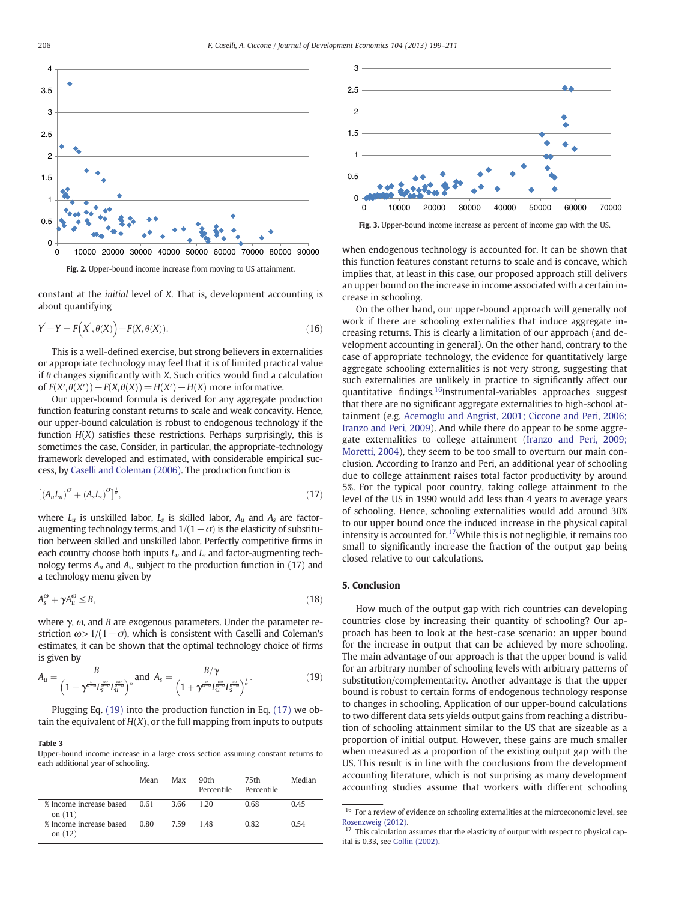Fig. 2. Upper-bound income increase from moving to US attainment.

constant at the *initial* level of X. That is, development accounting is about quantifying

$$Y^{'}-Y=F\left(X^{'},\theta(X)\right)-F(X,\theta(X)). \tag{16}$$

This is a well-defined exercise, but strong believers in externalities or appropriate technology may feel that it is of limited practical value if $\theta$ changes significantly with X. Such critics would find a calculation of $F(X',\theta(X'))-F(X,\theta(X))=H(X')-H(X)$ more informative.

Our upper-bound formula is derived for any aggregate production function featuring constant returns to scale and weak concavity. Hence, our upper-bound calculation is robust to endogenous technology if the function $H(X)$ satisfies these restrictions. Perhaps surprisingly, this is sometimes the case. Consider, in particular, the appropriate-technology framework developed and estimated, with considerable empirical success, by Caselli and Coleman (2006). The production function is

$$\left[(A_uL_u)^{\sigma}+(A_sL_s)^{\sigma}\right]^{\frac{1}{\sigma}}, \tag{17}$$

where $L_u$ is unskilled labor, $L_s$ is skilled labor, $A_u$ and $A_s$ are factor-augmenting technology terms, and $1/(1-\sigma)$ is the elasticity of substitution between skilled and unskilled labor. Perfectly competitive firms in each country choose both inputs $L_u$ and $L_s$ and factor-augmenting technology terms $A_u$ and $A_s$, subject to the production function in (17) and a technology menu given by

$$A_s^{\omega}+\gamma A_u^{\omega}\leq B, \tag{18}$$

where $\gamma$, $\omega$, and $B$ are exogenous parameters. Under the parameter restriction $\omega>1/(1-\sigma)$, which is consistent with Caselli and Coleman's estimates, it can be shown that the optimal technology choice of firms is given by

$$A_u=\frac{B}{\left(1+\gamma^{\frac{\sigma}{\omega-\sigma}}L_s^{\frac{\omega\sigma}{\omega-\sigma}}L_u^{\frac{\omega\sigma}{\sigma-\omega}}\right)^{\frac{1}{\omega}}}\text{ and }A_s=\frac{B/\gamma}{\left(1+\gamma^{\frac{\sigma}{\sigma-\omega}}L_u^{\frac{\omega\sigma}{\omega-\sigma}}L_s^{\frac{\omega\sigma}{\sigma-\omega}}\right)^{\frac{1}{\omega}}}. \tag{19}$$

Plugging Eq. (19) into the production function in Eq. (17) we obtain the equivalent of $H(X)$, or the full mapping from inputs to outputs when endogenous technology is accounted for. It can be shown that this function features constant returns to scale and is concave, which implies that, at least in this case, our proposed approach still delivers an upper bound on the increase in income associated with a certain increase in schooling.

On the other hand, our upper-bound approach will generally not work if there are schooling externalities that induce aggregate increasing returns. This is clearly a limitation of our approach (and development accounting in general). On the other hand, contrary to the case of appropriate technology, the evidence for quantitatively large aggregate schooling externalities is not very strong, suggesting that such externalities are unlikely in practice to significantly affect our quantitative findings.[16] Instrumental-variables approaches suggest that there are no significant aggregate externalities to high-school attainment (e.g. Acemoglu and Angrist, 2001; Ciccone and Peri, 2006; Iranzo and Peri, 2009). And while there do appear to be some aggregate externalities to college attainment (Iranzo and Peri, 2009; Moretti, 2004), they seem to be too small to overturn our main conclusion. According to Iranzo and Peri, an additional year of schooling due to college attainment raises total factor productivity by around 5%. For the typical poor country, taking college attainment to the level of the US in 1990 would add less than 4 years to average years of schooling. Hence, schooling externalities would add around 30% to our upper bound once the induced increase in the physical capital intensity is accounted for.[17] While this is not negligible, it remains too small to significantly increase the fraction of the output gap being closed relative to our calculations.

**Table 3**
Upper-bound income increase in a large cross section assuming constant returns to each additional year of schooling.

| | Mean | Max | 90th Percentile | 75th Percentile | Median |
|---|---|---|---|---|---|
| % Income increase based on (11) | 0.61 | 3.66 | 1.20 | 0.68 | 0.45 |
| % Income increase based on (12) | 0.80 | 7.59 | 1.48 | 0.82 | 0.54 |

Fig. 3. Upper-bound income increase as percent of income gap with the US.

## 5. Conclusion

How much of the output gap with rich countries can developing countries close by increasing their quantity of schooling? Our approach has been to look at the best-case scenario: an upper bound for the increase in output that can be achieved by more schooling. The main advantage of our approach is that the upper bound is valid for an arbitrary number of schooling levels with arbitrary patterns of substitution/complementarity. Another advantage is that the upper bound is robust to certain forms of endogenous technology response to changes in schooling. Application of our upper-bound calculations to two different data sets yields output gains from reaching a distribution of schooling attainment similar to the US that are sizeable as a proportion of initial output. However, these gains are much smaller when measured as a proportion of the existing output gap with the US. This result is in line with the conclusions from the development accounting literature, which is not surprising as many development accounting studies assume that workers with different schooling

[16] For a review of evidence on schooling externalities at the microeconomic level, see Rosenzweig (2012).

[17] This calculation assumes that the elasticity of output with respect to physical capital is 0.33, see Gollin (2002).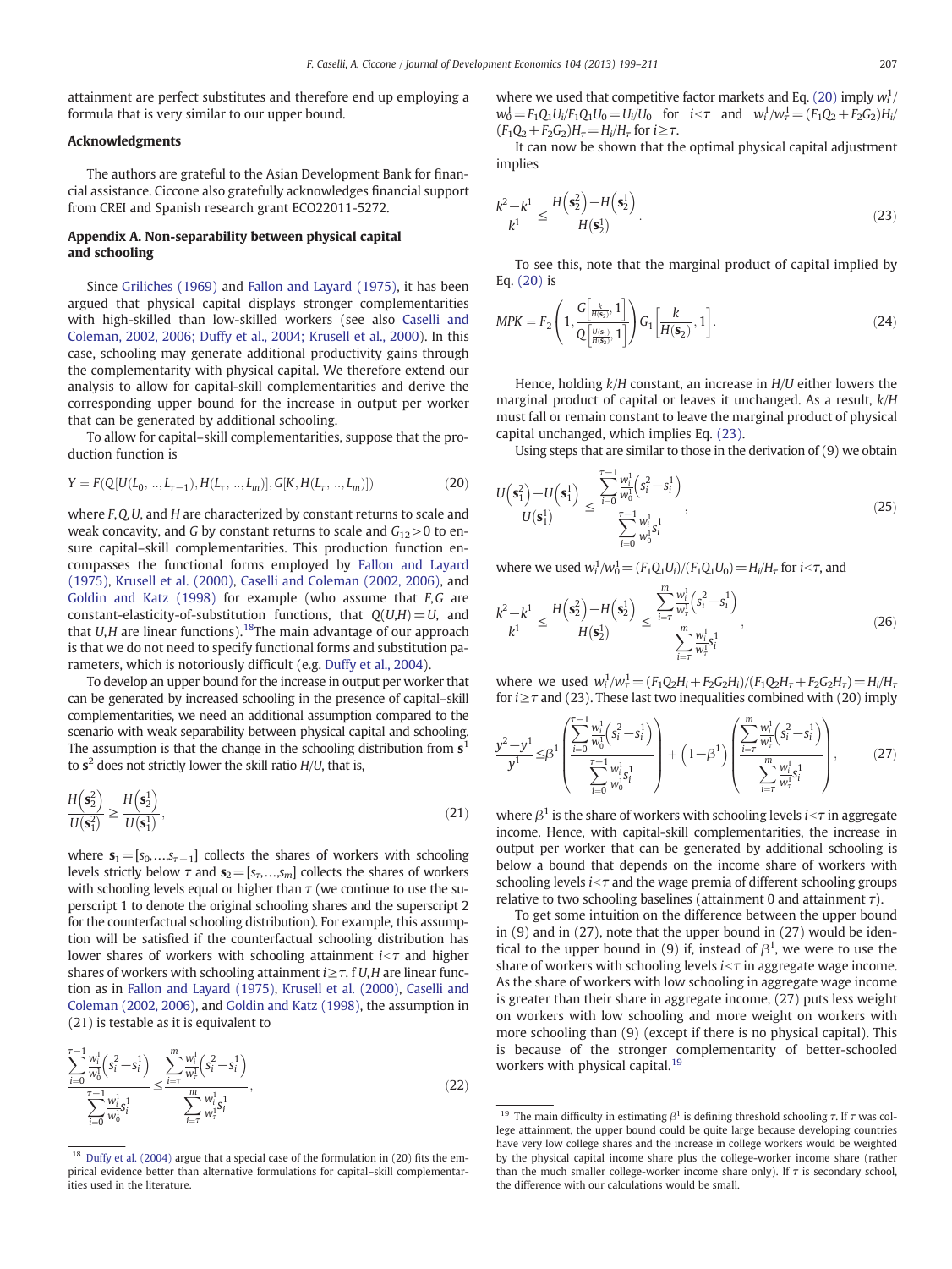attainment are perfect substitutes and therefore end up employing a formula that is very similar to our upper bound.

## Acknowledgments

The authors are grateful to the Asian Development Bank for financial assistance. Ciccone also gratefully acknowledges financial support from CREI and Spanish research grant ECO22011-5272.

## Appendix A. Non-separability between physical capital and schooling

Since Griliches (1969) and Fallon and Layard (1975), it has been argued that physical capital displays stronger complementarities with high-skilled than low-skilled workers (see also Caselli and Coleman, 2002, 2006; Duffy et al., 2004; Krusell et al., 2000). In this case, schooling may generate additional productivity gains through the complementarity with physical capital. We therefore extend our analysis to allow for capital-skill complementarities and derive the corresponding upper bound for the increase in output per worker that can be generated by additional schooling.

To allow for capital–skill complementarities, suppose that the production function is

$$Y = F(Q[U(L_0, .., L_{\tau-1}), H(L_\tau, .., L_m)], G[K, H(L_\tau, .., L_m)]) \tag{20}$$

where $F, Q, U$, and $H$ are characterized by constant returns to scale and weak concavity, and $G$ by constant returns to scale and $G_{12} > 0$ to ensure capital–skill complementarities. This production function encompasses the functional forms employed by Fallon and Layard (1975), Krusell et al. (2000), Caselli and Coleman (2002, 2006), and Goldin and Katz (1998) for example (who assume that $F, G$ are constant-elasticity-of-substitution functions, that $Q(U,H) = U$, and that $U, H$ are linear functions).[18] The main advantage of our approach is that we do not need to specify functional forms and substitution parameters, which is notoriously difficult (e.g. Duffy et al., 2004).

To develop an upper bound for the increase in output per worker that can be generated by increased schooling in the presence of capital–skill complementarities, we need an additional assumption compared to the scenario with weak separability between physical capital and schooling. The assumption is that the change in the schooling distribution from $\mathbf{s}^1$ to $\mathbf{s}^2$ does not strictly lower the skill ratio $H/U$, that is,

$$\frac{H(\mathbf{s}_2^2)}{U(\mathbf{s}_1^2)} \geq \frac{H(\mathbf{s}_2^1)}{U(\mathbf{s}_1^1)}, \tag{21}$$

where $\mathbf{s}_1 = [s_0, \ldots, s_{\tau-1}]$ collects the shares of workers with schooling levels strictly below $\tau$ and $\mathbf{s}_2 = [s_\tau, \ldots, s_m]$ collects the shares of workers with schooling levels equal or higher than $\tau$ (we continue to use the superscript 1 to denote the original schooling shares and the superscript 2 for the counterfactual schooling distribution). For example, this assumption will be satisfied if the counterfactual schooling distribution has lower shares of workers with schooling attainment $i < \tau$ and higher shares of workers with schooling attainment $i \geq \tau$. f $U, H$ are linear function as in Fallon and Layard (1975), Krusell et al. (2000), Caselli and Coleman (2002, 2006), and Goldin and Katz (1998), the assumption in (21) is testable as it is equivalent to

$$\frac{\sum_{i=0}^{\tau-1} \frac{w_i^1}{w_0^1}\left(s_i^2 - s_i^1\right)}{\sum_{i=0}^{\tau-1} \frac{w_i^1}{w_0^1} s_i^1} \leq \frac{\sum_{i=\tau}^{m} \frac{w_i^1}{w_\tau^1}\left(s_i^2 - s_i^1\right)}{\sum_{i=\tau}^{m} \frac{w_i^1}{w_\tau^1} s_i^1}, \tag{22}$$

where we used that competitive factor markets and Eq. (20) imply $w_i^1/w_0^1 = F_1 Q_1 U_i / F_1 Q_1 U_0 = U_i/U_0$ for $i < \tau$ and $w_i^1/w_\tau^1 = (F_1 Q_2 + F_2 G_2) H_i / (F_1 Q_2 + F_2 G_2) H_\tau = H_i/H_\tau$ for $i \geq \tau$.

It can now be shown that the optimal physical capital adjustment implies

$$\frac{k^2 - k^1}{k^1} \leq \frac{H(\mathbf{s}_2^2) - H(\mathbf{s}_2^1)}{H(\mathbf{s}_2^1)}. \tag{23}$$

To see this, note that the marginal product of capital implied by Eq. (20) is

$$MPK = F_2\left(1, \frac{G\left[\frac{k}{H(\mathbf{s}_2)}, 1\right]}{Q\left[\frac{U(\mathbf{s}_1)}{H(\mathbf{s}_2)}, 1\right]}\right) G_1\left[\frac{k}{H(\mathbf{s}_2)}, 1\right]. \tag{24}$$

Hence, holding $k/H$ constant, an increase in $H/U$ either lowers the marginal product of capital or leaves it unchanged. As a result, $k/H$ must fall or remain constant to leave the marginal product of physical capital unchanged, which implies Eq. (23).

Using steps that are similar to those in the derivation of (9) we obtain

$$\frac{U(\mathbf{s}_1^2) - U(\mathbf{s}_1^1)}{U(\mathbf{s}_1^1)} \leq \frac{\sum_{i=0}^{\tau-1} \frac{w_i^1}{w_0^1}\left(s_i^2 - s_i^1\right)}{\sum_{i=0}^{\tau-1} \frac{w_i^1}{w_0^1} s_i^1}, \tag{25}$$

where we used $w_i^1/w_0^1 = (F_1 Q_1 U_i)/(F_1 Q_1 U_0) = H_i/H_\tau$ for $i < \tau$, and

$$\frac{k^2 - k^1}{k^1} \leq \frac{H(\mathbf{s}_2^2) - H(\mathbf{s}_2^1)}{H(\mathbf{s}_2^1)} \leq \frac{\sum_{i=\tau}^{m} \frac{w_i^1}{w_\tau^1}\left(s_i^2 - s_i^1\right)}{\sum_{i=\tau}^{m} \frac{w_i^1}{w_\tau^1} s_i^1}, \tag{26}$$

where we used $w_i^1/w_\tau^1 = (F_1 Q_2 H_i + F_2 G_2 H_i)/(F_1 Q_2 H_\tau + F_2 G_2 H_\tau) = H_i/H_\tau$ for $i \geq \tau$ and (23). These last two inequalities combined with (20) imply

$$\frac{y^2 - y^1}{y^1} \leq \beta^1 \left(\frac{\sum_{i=0}^{\tau-1} \frac{w_i^1}{w_0^1}\left(s_i^2 - s_i^1\right)}{\sum_{i=0}^{\tau-1} \frac{w_i^1}{w_0^1} s_i^1}\right) + \left(1 - \beta^1\right)\left(\frac{\sum_{i=\tau}^{m} \frac{w_i^1}{w_\tau^1}\left(s_i^2 - s_i^1\right)}{\sum_{i=\tau}^{m} \frac{w_i^1}{w_\tau^1} s_i^1}\right), \tag{27}$$

where $\beta^1$ is the share of workers with schooling levels $i < \tau$ in aggregate income. Hence, with capital-skill complementarities, the increase in output per worker that can be generated by additional schooling is below a bound that depends on the income share of workers with schooling levels $i < \tau$ and the wage premia of different schooling groups relative to two schooling baselines (attainment 0 and attainment $\tau$).

To get some intuition on the difference between the upper bound in (9) and in (27), note that the upper bound in (27) would be identical to the upper bound in (9) if, instead of $\beta^1$, we were to use the share of workers with schooling levels $i < \tau$ in aggregate wage income. As the share of workers with low schooling in aggregate wage income is greater than their share in aggregate income, (27) puts less weight on workers with low schooling and more weight on workers with more schooling than (9) (except if there is no physical capital). This is because of the stronger complementarity of better-schooled workers with physical capital.[19]

---

[18] Duffy et al. (2004) argue that a special case of the formulation in (20) fits the empirical evidence better than alternative formulations for capital–skill complementarities used in the literature.

[19] The main difficulty in estimating $\beta^1$ is defining threshold schooling $\tau$. If $\tau$ was college attainment, the upper bound could be quite large because developing countries have very low college shares and the increase in college workers would be weighted by the physical capital income share plus the college-worker income share (rather than the much smaller college-worker income share only). If $\tau$ is secondary school, the difference with our calculations would be small.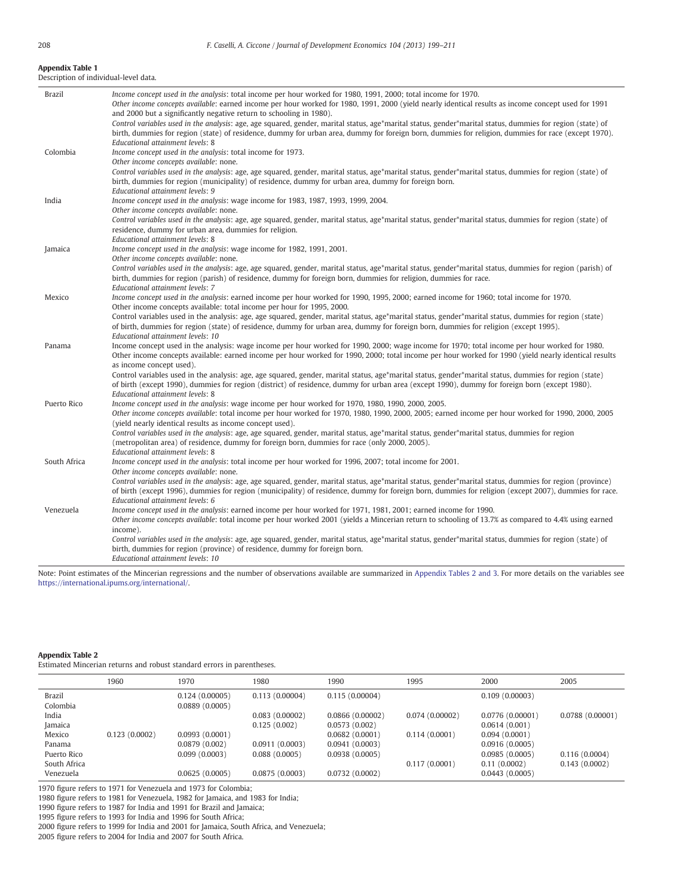**Appendix Table 1**
Description of individual-level data.

| | |
|---|---|
| Brazil | *Income concept used in the analysis*: total income per hour worked for 1980, 1991, 2000; total income for 1970.<br>*Other income concepts available*: earned income per hour worked for 1980, 1991, 2000 (yield nearly identical results as income concept used for 1991 and 2000 but a significantly negative return to schooling in 1980).<br>*Control variables used in the analysis*: age, age squared, gender, marital status, age*marital status, gender*marital status, dummies for region (state) of birth, dummies for region (state) of residence, dummy for urban area, dummy for foreign born, dummies for religion, dummies for race (except 1970).<br>*Educational attainment levels*: 8 |
| Colombia | *Income concept used in the analysis*: total income for 1973.<br>*Other income concepts available*: none.<br>*Control variables used in the analysis*: age, age squared, gender, marital status, age*marital status, gender*marital status, dummies for region (state) of birth, dummies for region (municipality) of residence, dummy for urban area, dummy for foreign born.<br>*Educational attainment levels*: 9 |
| India | *Income concept used in the analysis*: wage income for 1983, 1987, 1993, 1999, 2004.<br>*Other income concepts available*: none.<br>*Control variables used in the analysis*: age, age squared, gender, marital status, age*marital status, gender*marital status, dummies for region (state) of residence, dummy for urban area, dummies for religion.<br>*Educational attainment levels*: 8 |
| Jamaica | *Income concept used in the analysis*: wage income for 1982, 1991, 2001.<br>*Other income concepts available*: none.<br>*Control variables used in the analysis*: age, age squared, gender, marital status, age*marital status, gender*marital status, dummies for region (parish) of birth, dummies for region (parish) of residence, dummy for foreign born, dummies for religion, dummies for race.<br>*Educational attainment levels*: 7 |
| Mexico | *Income concept used in the analysis*: earned income per hour worked for 1990, 1995, 2000; earned income for 1960; total income for 1970.<br>Other income concepts available: total income per hour for 1995, 2000.<br>Control variables used in the analysis: age, age squared, gender, marital status, age*marital status, gender*marital status, dummies for region (state) of birth, dummies for region (state) of residence, dummy for urban area, dummy for foreign born, dummies for religion (except 1995).<br>*Educational attainment levels*: 10 |
| Panama | Income concept used in the analysis: wage income per hour worked for 1990, 2000; wage income for 1970; total income per hour worked for 1980.<br>Other income concepts available: earned income per hour worked for 1990, 2000; total income per hour worked for 1990 (yield nearly identical results as income concept used).<br>Control variables used in the analysis: age, age squared, gender, marital status, age*marital status, gender*marital status, dummies for region (state) of birth (except 1990), dummies for region (district) of residence, dummy for urban area (except 1990), dummy for foreign born (except 1980).<br>*Educational attainment levels*: 8 |
| Puerto Rico | *Income concept used in the analysis*: wage income per hour worked for 1970, 1980, 1990, 2000, 2005.<br>*Other income concepts available*: total income per hour worked for 1970, 1980, 1990, 2000, 2005; earned income per hour worked for 1990, 2000, 2005 (yield nearly identical results as income concept used).<br>*Control variables used in the analysis*: age, age squared, gender, marital status, age*marital status, gender*marital status, dummies for region (metropolitan area) of residence, dummy for foreign born, dummies for race (only 2000, 2005).<br>*Educational attainment levels*: 8 |
| South Africa | *Income concept used in the analysis*: total income per hour worked for 1996, 2007; total income for 2001.<br>*Other income concepts available*: none.<br>*Control variables used in the analysis*: age, age squared, gender, marital status, age*marital status, gender*marital status, dummies for region (province) of birth (except 1996), dummies for region (municipality) of residence, dummy for foreign born, dummies for religion (except 2007), dummies for race.<br>*Educational attainment levels*: 6 |
| Venezuela | *Income concept used in the analysis*: earned income per hour worked for 1971, 1981, 2001; earned income for 1990.<br>*Other income concepts available*: total income per hour worked 2001 (yields a Mincerian return to schooling of 13.7% as compared to 4.4% using earned income).<br>*Control variables used in the analysis*: age, age squared, gender, marital status, age*marital status, gender*marital status, dummies for region (state) of birth, dummies for region (province) of residence, dummy for foreign born.<br>*Educational attainment levels*: 10 |

Note: Point estimates of the Mincerian regressions and the number of observations available are summarized in Appendix Tables 2 and 3. For more details on the variables see https://international.ipums.org/international/.

**Appendix Table 2**
Estimated Mincerian returns and robust standard errors in parentheses.

| | 1960 | 1970 | 1980 | 1990 | 1995 | 2000 | 2005 |
|---|---|---|---|---|---|---|---|
| Brazil | | 0.124 (0.00005) | 0.113 (0.00004) | 0.115 (0.00004) | | 0.109 (0.00003) | |
| Colombia | | 0.0889 (0.0005) | | | | | |
| India | | | 0.083 (0.00002) | 0.0866 (0.00002) | 0.074 (0.00002) | 0.0776 (0.00001) | 0.0788 (0.00001) |
| Jamaica | | | 0.125 (0.002) | 0.0573 (0.002) | | 0.0614 (0.001) | |
| Mexico | 0.123 (0.0002) | 0.0993 (0.0001) | | 0.0682 (0.0001) | 0.114 (0.0001) | 0.094 (0.0001) | |
| Panama | | 0.0879 (0.002) | 0.0911 (0.0003) | 0.0941 (0.0003) | | 0.0916 (0.0005) | |
| Puerto Rico | | 0.099 (0.0003) | 0.088 (0.0005) | 0.0938 (0.0005) | | 0.0985 (0.0005) | 0.116 (0.0004) |
| South Africa | | | | | 0.117 (0.0001) | 0.11 (0.0002) | 0.143 (0.0002) |
| Venezuela | | 0.0625 (0.0005) | 0.0875 (0.0003) | 0.0732 (0.0002) | | 0.0443 (0.0005) | |

1970 figure refers to 1971 for Venezuela and 1973 for Colombia;
1980 figure refers to 1981 for Venezuela, 1982 for Jamaica, and 1983 for India;
1990 figure refers to 1987 for India and 1991 for Brazil and Jamaica;
1995 figure refers to 1993 for India and 1996 for South Africa;
2000 figure refers to 1999 for India and 2001 for Jamaica, South Africa, and Venezuela;
2005 figure refers to 2004 for India and 2007 for South Africa.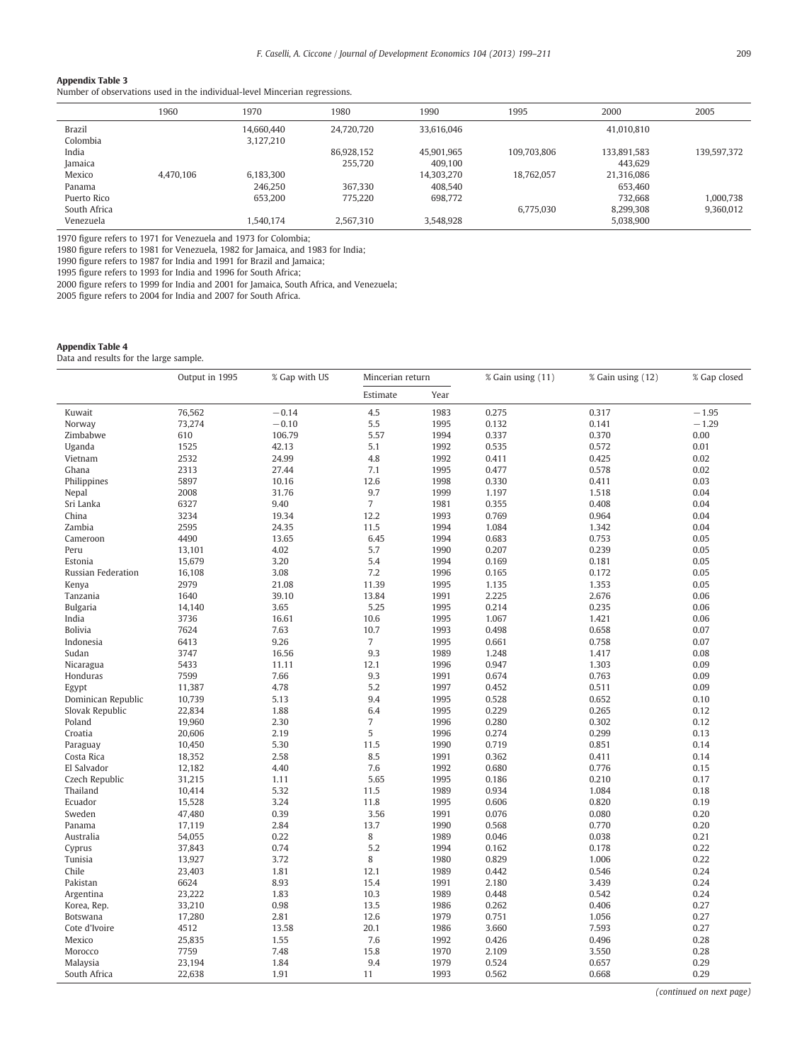**Appendix Table 3**
Number of observations used in the individual-level Mincerian regressions.

| | 1960 | 1970 | 1980 | 1990 | 1995 | 2000 | 2005 |
|---|---|---|---|---|---|---|---|
| Brazil | | 14,660,440 | 24,720,720 | 33,616,046 | | 41,010,810 | |
| Colombia | | 3,127,210 | | | | | |
| India | | | 86,928,152 | 45,901,965 | 109,703,806 | 133,891,583 | 139,597,372 |
| Jamaica | | | 255,720 | 409,100 | | 443,629 | |
| Mexico | 4,470,106 | 6,183,300 | | 14,303,270 | 18,762,057 | 21,316,086 | |
| Panama | | 246,250 | 367,330 | 408,540 | | 653,460 | |
| Puerto Rico | | 653,200 | 775,220 | 698,772 | | 732,668 | 1,000,738 |
| South Africa | | | | | 6,775,030 | 8,299,308 | 9,360,012 |
| Venezuela | | 1,540,174 | 2,567,310 | 3,548,928 | | 5,038,900 | |

1970 figure refers to 1971 for Venezuela and 1973 for Colombia;
1980 figure refers to 1981 for Venezuela, 1982 for Jamaica, and 1983 for India;
1990 figure refers to 1987 for India and 1991 for Brazil and Jamaica;
1995 figure refers to 1993 for India and 1996 for South Africa;
2000 figure refers to 1999 for India and 2001 for Jamaica, South Africa, and Venezuela;
2005 figure refers to 2004 for India and 2007 for South Africa.

**Appendix Table 4**
Data and results for the large sample.

| | Output in 1995 | % Gap with US | Mincerian return | | % Gain using (11) | % Gain using (12) | % Gap closed |
|---|---|---|---|---|---|---|---|
| | | | Estimate | Year | | | |
| Kuwait | 76,562 | −0.14 | 4.5 | 1983 | 0.275 | 0.317 | −1.95 |
| Norway | 73,274 | −0.10 | 5.5 | 1995 | 0.132 | 0.141 | −1.29 |
| Zimbabwe | 610 | 106.79 | 5.57 | 1994 | 0.337 | 0.370 | 0.00 |
| Uganda | 1525 | 42.13 | 5.1 | 1992 | 0.535 | 0.572 | 0.01 |
| Vietnam | 2532 | 24.99 | 4.8 | 1992 | 0.411 | 0.425 | 0.02 |
| Ghana | 2313 | 27.44 | 7.1 | 1995 | 0.477 | 0.578 | 0.02 |
| Philippines | 5897 | 10.16 | 12.6 | 1998 | 0.330 | 0.411 | 0.03 |
| Nepal | 2008 | 31.76 | 9.7 | 1999 | 1.197 | 1.518 | 0.04 |
| Sri Lanka | 6327 | 9.40 | 7 | 1981 | 0.355 | 0.408 | 0.04 |
| China | 3234 | 19.34 | 12.2 | 1993 | 0.769 | 0.964 | 0.04 |
| Zambia | 2595 | 24.35 | 11.5 | 1994 | 1.084 | 1.342 | 0.04 |
| Cameroon | 4490 | 13.65 | 6.45 | 1994 | 0.683 | 0.753 | 0.05 |
| Peru | 13,101 | 4.02 | 5.7 | 1990 | 0.207 | 0.239 | 0.05 |
| Estonia | 15,679 | 3.20 | 5.4 | 1994 | 0.169 | 0.181 | 0.05 |
| Russian Federation | 16,108 | 3.08 | 7.2 | 1996 | 0.165 | 0.172 | 0.05 |
| Kenya | 2979 | 21.08 | 11.39 | 1995 | 1.135 | 1.353 | 0.05 |
| Tanzania | 1640 | 39.10 | 13.84 | 1991 | 2.225 | 2.676 | 0.06 |
| Bulgaria | 14,140 | 3.65 | 5.25 | 1995 | 0.214 | 0.235 | 0.06 |
| India | 3736 | 16.61 | 10.6 | 1995 | 1.067 | 1.421 | 0.06 |
| Bolivia | 7624 | 7.63 | 10.7 | 1993 | 0.498 | 0.658 | 0.07 |
| Indonesia | 6413 | 9.26 | 7 | 1995 | 0.661 | 0.758 | 0.07 |
| Sudan | 3747 | 16.56 | 9.3 | 1989 | 1.248 | 1.417 | 0.08 |
| Nicaragua | 5433 | 11.11 | 12.1 | 1996 | 0.947 | 1.303 | 0.09 |
| Honduras | 7599 | 7.66 | 9.3 | 1991 | 0.674 | 0.763 | 0.09 |
| Egypt | 11,387 | 4.78 | 5.2 | 1997 | 0.452 | 0.511 | 0.09 |
| Dominican Republic | 10,739 | 5.13 | 9.4 | 1995 | 0.528 | 0.652 | 0.10 |
| Slovak Republic | 22,834 | 1.88 | 6.4 | 1995 | 0.229 | 0.265 | 0.12 |
| Poland | 19,960 | 2.30 | 7 | 1996 | 0.280 | 0.302 | 0.12 |
| Croatia | 20,606 | 2.19 | 5 | 1996 | 0.274 | 0.299 | 0.13 |
| Paraguay | 10,450 | 5.30 | 11.5 | 1990 | 0.719 | 0.851 | 0.14 |
| Costa Rica | 18,352 | 2.58 | 8.5 | 1991 | 0.362 | 0.411 | 0.14 |
| El Salvador | 12,182 | 4.40 | 7.6 | 1992 | 0.680 | 0.776 | 0.15 |
| Czech Republic | 31,215 | 1.11 | 5.65 | 1995 | 0.186 | 0.210 | 0.17 |
| Thailand | 10,414 | 5.32 | 11.5 | 1989 | 0.934 | 1.084 | 0.18 |
| Ecuador | 15,528 | 3.24 | 11.8 | 1995 | 0.606 | 0.820 | 0.19 |
| Sweden | 47,480 | 0.39 | 3.56 | 1991 | 0.076 | 0.080 | 0.20 |
| Panama | 17,119 | 2.84 | 13.7 | 1990 | 0.568 | 0.770 | 0.20 |
| Australia | 54,055 | 0.22 | 8 | 1989 | 0.046 | 0.038 | 0.21 |
| Cyprus | 37,843 | 0.74 | 5.2 | 1994 | 0.162 | 0.178 | 0.22 |
| Tunisia | 13,927 | 3.72 | 8 | 1980 | 0.829 | 1.006 | 0.22 |
| Chile | 23,403 | 1.81 | 12.1 | 1989 | 0.442 | 0.546 | 0.24 |
| Pakistan | 6624 | 8.93 | 15.4 | 1991 | 2.180 | 3.439 | 0.24 |
| Argentina | 23,222 | 1.83 | 10.3 | 1989 | 0.448 | 0.542 | 0.24 |
| Korea, Rep. | 33,210 | 0.98 | 13.5 | 1986 | 0.262 | 0.406 | 0.27 |
| Botswana | 17,280 | 2.81 | 12.6 | 1979 | 0.751 | 1.056 | 0.27 |
| Cote d'Ivoire | 4512 | 13.58 | 20.1 | 1986 | 3.660 | 7.593 | 0.27 |
| Mexico | 25,835 | 1.55 | 7.6 | 1992 | 0.426 | 0.496 | 0.28 |
| Morocco | 7759 | 7.48 | 15.8 | 1970 | 2.109 | 3.550 | 0.28 |
| Malaysia | 23,194 | 1.84 | 9.4 | 1979 | 0.524 | 0.657 | 0.29 |
| South Africa | 22,638 | 1.91 | 11 | 1993 | 0.562 | 0.668 | 0.29 |

*(continued on next page)*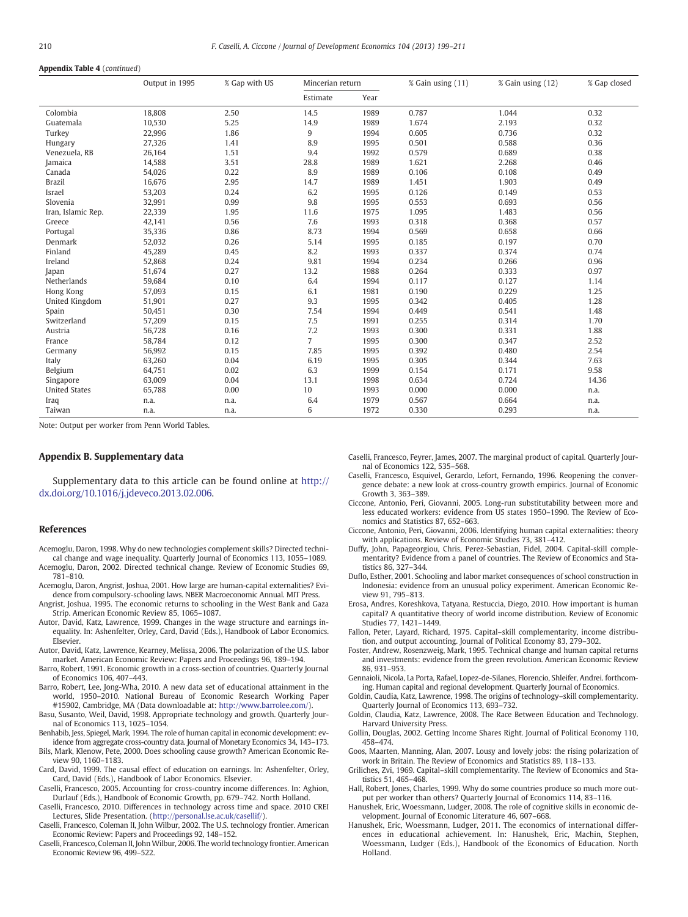**Appendix Table 4** (*continued*)

| | Output in 1995 | % Gap with US | Mincerian return | | % Gain using (11) | % Gain using (12) | % Gap closed |
|---|---|---|---|---|---|---|---|
| | | | Estimate | Year | | | |
| Colombia | 18,808 | 2.50 | 14.5 | 1989 | 0.787 | 1.044 | 0.32 |
| Guatemala | 10,530 | 5.25 | 14.9 | 1989 | 1.674 | 2.193 | 0.32 |
| Turkey | 22,996 | 1.86 | 9 | 1994 | 0.605 | 0.736 | 0.32 |
| Hungary | 27,326 | 1.41 | 8.9 | 1995 | 0.501 | 0.588 | 0.36 |
| Venezuela, RB | 26,164 | 1.51 | 9.4 | 1992 | 0.579 | 0.689 | 0.38 |
| Jamaica | 14,588 | 3.51 | 28.8 | 1989 | 1.621 | 2.268 | 0.46 |
| Canada | 54,026 | 0.22 | 8.9 | 1989 | 0.106 | 0.108 | 0.49 |
| Brazil | 16,676 | 2.95 | 14.7 | 1989 | 1.451 | 1.903 | 0.49 |
| Israel | 53,203 | 0.24 | 6.2 | 1995 | 0.126 | 0.149 | 0.53 |
| Slovenia | 32,991 | 0.99 | 9.8 | 1995 | 0.553 | 0.693 | 0.56 |
| Iran, Islamic Rep. | 22,339 | 1.95 | 11.6 | 1975 | 1.095 | 1.483 | 0.56 |
| Greece | 42,141 | 0.56 | 7.6 | 1993 | 0.318 | 0.368 | 0.57 |
| Portugal | 35,336 | 0.86 | 8.73 | 1994 | 0.569 | 0.658 | 0.66 |
| Denmark | 52,032 | 0.26 | 5.14 | 1995 | 0.185 | 0.197 | 0.70 |
| Finland | 45,289 | 0.45 | 8.2 | 1993 | 0.337 | 0.374 | 0.74 |
| Ireland | 52,868 | 0.24 | 9.81 | 1994 | 0.234 | 0.266 | 0.96 |
| Japan | 51,674 | 0.27 | 13.2 | 1988 | 0.264 | 0.333 | 0.97 |
| Netherlands | 59,684 | 0.10 | 6.4 | 1994 | 0.117 | 0.127 | 1.14 |
| Hong Kong | 57,093 | 0.15 | 6.1 | 1981 | 0.190 | 0.229 | 1.25 |
| United Kingdom | 51,901 | 0.27 | 9.3 | 1995 | 0.342 | 0.405 | 1.28 |
| Spain | 50,451 | 0.30 | 7.54 | 1994 | 0.449 | 0.541 | 1.48 |
| Switzerland | 57,209 | 0.15 | 7.5 | 1991 | 0.255 | 0.314 | 1.70 |
| Austria | 56,728 | 0.16 | 7.2 | 1993 | 0.300 | 0.331 | 1.88 |
| France | 58,784 | 0.12 | 7 | 1995 | 0.300 | 0.347 | 2.52 |
| Germany | 56,992 | 0.15 | 7.85 | 1995 | 0.392 | 0.480 | 2.54 |
| Italy | 63,260 | 0.04 | 6.19 | 1995 | 0.305 | 0.344 | 7.63 |
| Belgium | 64,751 | 0.02 | 6.3 | 1999 | 0.154 | 0.171 | 9.58 |
| Singapore | 63,009 | 0.04 | 13.1 | 1998 | 0.634 | 0.724 | 14.36 |
| United States | 65,788 | 0.00 | 10 | 1993 | 0.000 | 0.000 | n.a. |
| Iraq | n.a. | n.a. | 6.4 | 1979 | 0.567 | 0.664 | n.a. |
| Taiwan | n.a. | n.a. | 6 | 1972 | 0.330 | 0.293 | n.a. |

Note: Output per worker from Penn World Tables.

## Appendix B. Supplementary data

Supplementary data to this article can be found online at http://dx.doi.org/10.1016/j.jdeveco.2013.02.006.

## References

Acemoglu, Daron, 1998. Why do new technologies complement skills? Directed technical change and wage inequality. Quarterly Journal of Economics 113, 1055–1089.

Acemoglu, Daron, 2002. Directed technical change. Review of Economic Studies 69, 781–810.

Acemoglu, Daron, Angrist, Joshua, 2001. How large are human-capital externalities? Evidence from compulsory-schooling laws. NBER Macroeconomic Annual. MIT Press.

Angrist, Joshua, 1995. The economic returns to schooling in the West Bank and Gaza Strip. American Economic Review 85, 1065–1087.

Autor, David, Katz, Lawrence, 1999. Changes in the wage structure and earnings inequality. In: Ashenfelter, Orley, Card, David (Eds.), Handbook of Labor Economics. Elsevier.

Autor, David, Katz, Lawrence, Kearney, Melissa, 2006. The polarization of the U.S. labor market. American Economic Review: Papers and Proceedings 96, 189–194.

Barro, Robert, 1991. Economic growth in a cross-section of countries. Quarterly Journal of Economics 106, 407–443.

Barro, Robert, Lee, Jong-Wha, 2010. A new data set of educational attainment in the world, 1950–2010. National Bureau of Economic Research Working Paper #15902, Cambridge, MA (Data downloadable at: http://www.barrolee.com/).

Basu, Susanto, Weil, David, 1998. Appropriate technology and growth. Quarterly Journal of Economics 113, 1025–1054.

Benhabib, Jess, Spiegel, Mark, 1994. The role of human capital in economic development: evidence from aggregate cross-country data. Journal of Monetary Economics 34, 143–173.

Bils, Mark, Klenow, Pete, 2000. Does schooling cause growth? American Economic Review 90, 1160–1183.

Card, David, 1999. The causal effect of education on earnings. In: Ashenfelter, Orley, Card, David (Eds.), Handbook of Labor Economics. Elsevier.

Caselli, Francesco, 2005. Accounting for cross-country income differences. In: Aghion, Durlauf (Eds.), Handbook of Economic Growth, pp. 679–742. North Holland.

Caselli, Francesco, 2010. Differences in technology across time and space. 2010 CREI Lectures, Slide Presentation. (http://personal.lse.ac.uk/casellif/).

Caselli, Francesco, Coleman II, John Wilbur, 2002. The U.S. technology frontier. American Economic Review: Papers and Proceedings 92, 148–152.

Caselli, Francesco, Coleman II, John Wilbur, 2006. The world technology frontier. American Economic Review 96, 499–522.

Caselli, Francesco, Feyrer, James, 2007. The marginal product of capital. Quarterly Journal of Economics 122, 535–568.

Caselli, Francesco, Esquivel, Gerardo, Lefort, Fernando, 1996. Reopening the convergence debate: a new look at cross-country growth empirics. Journal of Economic Growth 3, 363–389.

Ciccone, Antonio, Peri, Giovanni, 2005. Long-run substitutability between more and less educated workers: evidence from US states 1950–1990. The Review of Economics and Statistics 87, 652–663.

Ciccone, Antonio, Peri, Giovanni, 2006. Identifying human capital externalities: theory with applications. Review of Economic Studies 73, 381–412.

Duffy, John, Papageorgiou, Chris, Perez-Sebastian, Fidel, 2004. Capital-skill complementarity? Evidence from a panel of countries. The Review of Economics and Statistics 86, 327–344.

Duflo, Esther, 2001. Schooling and labor market consequences of school construction in Indonesia: evidence from an unusual policy experiment. American Economic Review 91, 795–813.

Erosa, Andres, Koreshkova, Tatyana, Restuccia, Diego, 2010. How important is human capital? A quantitative theory of world income distribution. Review of Economic Studies 77, 1421–1449.

Fallon, Peter, Layard, Richard, 1975. Capital–skill complementarity, income distribution, and output accounting. Journal of Political Economy 83, 279–302.

Foster, Andrew, Rosenzweig, Mark, 1995. Technical change and human capital returns and investments: evidence from the green revolution. American Economic Review 86, 931–953.

Gennaioli, Nicola, La Porta, Rafael, Lopez-de-Silanes, Florencio, Shleifer, Andrei. forthcoming. Human capital and regional development. Quarterly Journal of Economics.

Goldin, Caudia, Katz, Lawrence, 1998. The origins of technology–skill complementarity. Quarterly Journal of Economics 113, 693–732.

Goldin, Claudia, Katz, Lawrence, 2008. The Race Between Education and Technology. Harvard University Press.

Gollin, Douglas, 2002. Getting Income Shares Right. Journal of Political Economy 110, 458–474.

Goos, Maarten, Manning, Alan, 2007. Lousy and lovely jobs: the rising polarization of work in Britain. The Review of Economics and Statistics 89, 118–133.

Griliches, Zvi, 1969. Capital–skill complementarity. The Review of Economics and Statistics 51, 465–468.

Hall, Robert, Jones, Charles, 1999. Why do some countries produce so much more output per worker than others? Quarterly Journal of Economics 114, 83–116.

Hanushek, Eric, Woessmann, Ludger, 2008. The role of cognitive skills in economic development. Journal of Economic Literature 46, 607–668.

Hanushek, Eric, Woessmann, Ludger, 2011. The economics of international differences in educational achievement. In: Hanushek, Eric, Machin, Stephen, Woessmann, Ludger (Eds.), Handbook of the Economics of Education. North Holland.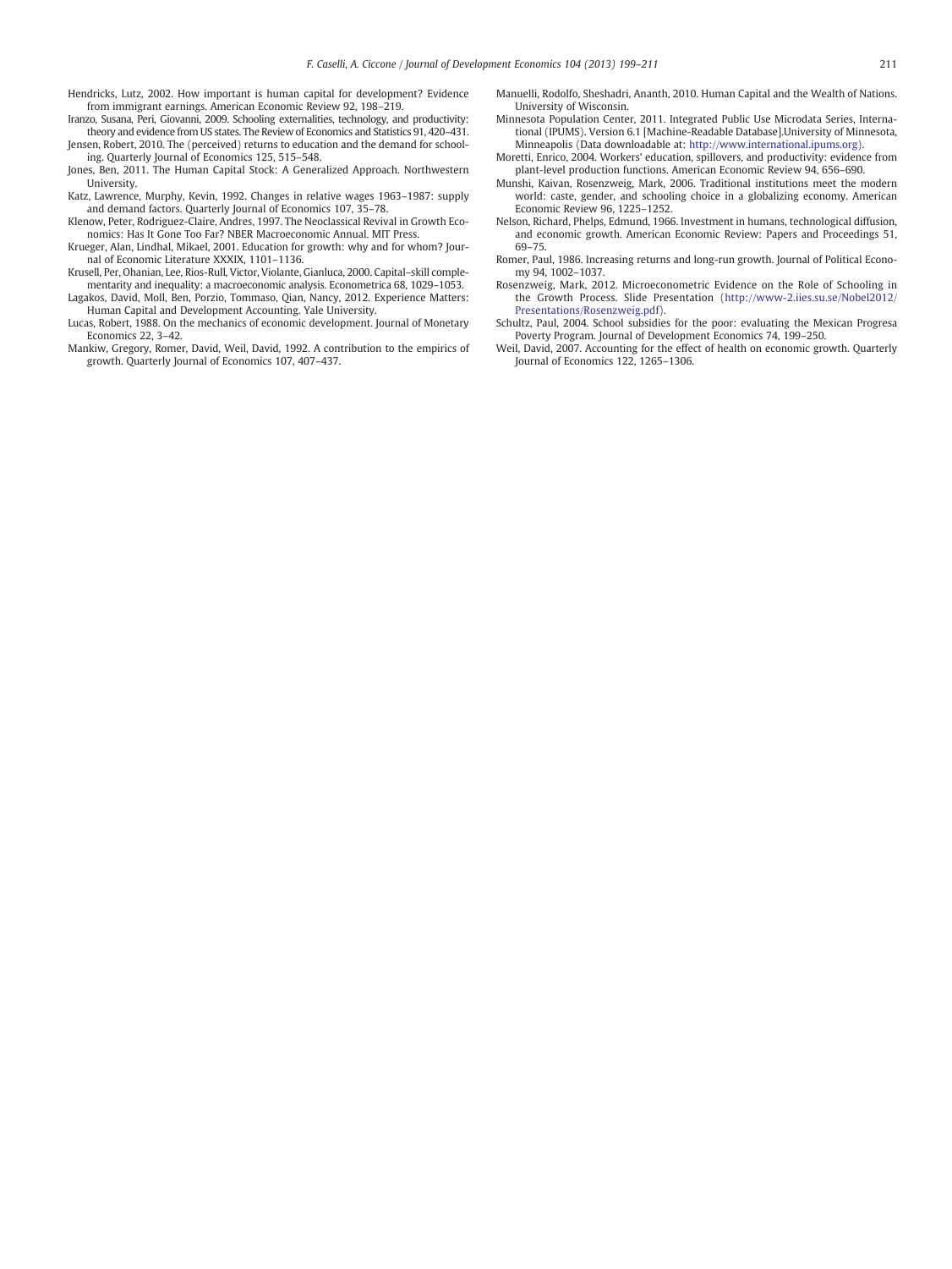Hendricks, Lutz, 2002. How important is human capital for development? Evidence from immigrant earnings. American Economic Review 92, 198–219.

Iranzo, Susana, Peri, Giovanni, 2009. Schooling externalities, technology, and productivity: theory and evidence from US states. The Review of Economics and Statistics 91, 420–431.

Jensen, Robert, 2010. The (perceived) returns to education and the demand for schooling. Quarterly Journal of Economics 125, 515–548.

Jones, Ben, 2011. The Human Capital Stock: A Generalized Approach. Northwestern University.

Katz, Lawrence, Murphy, Kevin, 1992. Changes in relative wages 1963–1987: supply and demand factors. Quarterly Journal of Economics 107, 35–78.

Klenow, Peter, Rodriguez-Claire, Andres, 1997. The Neoclassical Revival in Growth Economics: Has It Gone Too Far? NBER Macroeconomic Annual. MIT Press.

Krueger, Alan, Lindhal, Mikael, 2001. Education for growth: why and for whom? Journal of Economic Literature XXXIX, 1101–1136.

Krusell, Per, Ohanian, Lee, Rios-Rull, Victor, Violante, Gianluca, 2000. Capital–skill complementarity and inequality: a macroeconomic analysis. Econometrica 68, 1029–1053.

Lagakos, David, Moll, Ben, Porzio, Tommaso, Qian, Nancy, 2012. Experience Matters: Human Capital and Development Accounting. Yale University.

Lucas, Robert, 1988. On the mechanics of economic development. Journal of Monetary Economics 22, 3–42.

Mankiw, Gregory, Romer, David, Weil, David, 1992. A contribution to the empirics of growth. Quarterly Journal of Economics 107, 407–437.

Manuelli, Rodolfo, Sheshadri, Ananth, 2010. Human Capital and the Wealth of Nations. University of Wisconsin.

Minnesota Population Center, 2011. Integrated Public Use Microdata Series, International (IPUMS). Version 6.1 [Machine-Readable Database].University of Minnesota, Minneapolis (Data downloadable at: http://www.international.ipums.org).

Moretti, Enrico, 2004. Workers' education, spillovers, and productivity: evidence from plant-level production functions. American Economic Review 94, 656–690.

Munshi, Kaivan, Rosenzweig, Mark, 2006. Traditional institutions meet the modern world: caste, gender, and schooling choice in a globalizing economy. American Economic Review 96, 1225–1252.

Nelson, Richard, Phelps, Edmund, 1966. Investment in humans, technological diffusion, and economic growth. American Economic Review: Papers and Proceedings 51, 69–75.

Romer, Paul, 1986. Increasing returns and long-run growth. Journal of Political Economy 94, 1002–1037.

Rosenzweig, Mark, 2012. Microeconometric Evidence on the Role of Schooling in the Growth Process. Slide Presentation (http://www-2.iies.su.se/Nobel2012/Presentations/Rosenzweig.pdf).

Schultz, Paul, 2004. School subsidies for the poor: evaluating the Mexican Progresa Poverty Program. Journal of Development Economics 74, 199–250.

Weil, David, 2007. Accounting for the effect of health on economic growth. Quarterly Journal of Economics 122, 1265–1306.